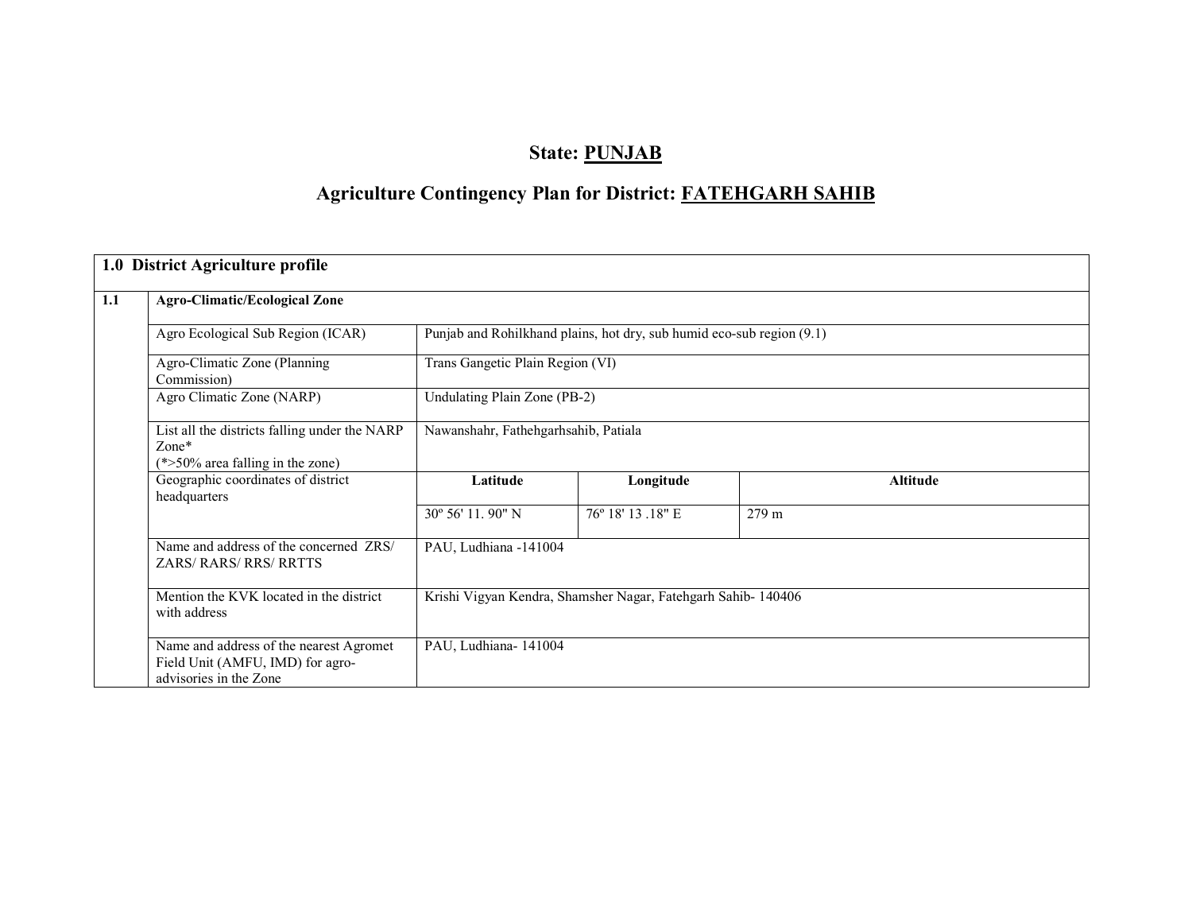# State: PUNJAB

## Agriculture Contingency Plan for District: FATEHGARH SAHIB

| 1.0 District Agriculture profile | | | | |
|---|---|---|---|---|
| **1.1** | **Agro-Climatic/Ecological Zone** | | | |
| | Agro Ecological Sub Region (ICAR) | Punjab and Rohilkhand plains, hot dry, sub humid eco-sub region (9.1) | | |
| | Agro-Climatic Zone (Planning Commission) | Trans Gangetic Plain Region (VI) | | |
| | Agro Climatic Zone (NARP) | Undulating Plain Zone (PB-2) | | |
| | List all the districts falling under the NARP Zone* (*>50% area falling in the zone) | Nawanshahr, Fathehgarhsahib, Patiala | | |
| | Geographic coordinates of district headquarters | **Latitude** | **Longitude** | **Altitude** |
| | | 30º 56' 11. 90" N | 76º 18' 13 .18" E | 279 m |
| | Name and address of the concerned ZRS/ ZARS/ RARS/ RRS/ RRTTS | PAU, Ludhiana -141004 | | |
| | Mention the KVK located in the district with address | Krishi Vigyan Kendra, Shamsher Nagar, Fatehgarh Sahib- 140406 | | |
| | Name and address of the nearest Agromet Field Unit (AMFU, IMD) for agro-advisories in the Zone | PAU, Ludhiana- 141004 | | |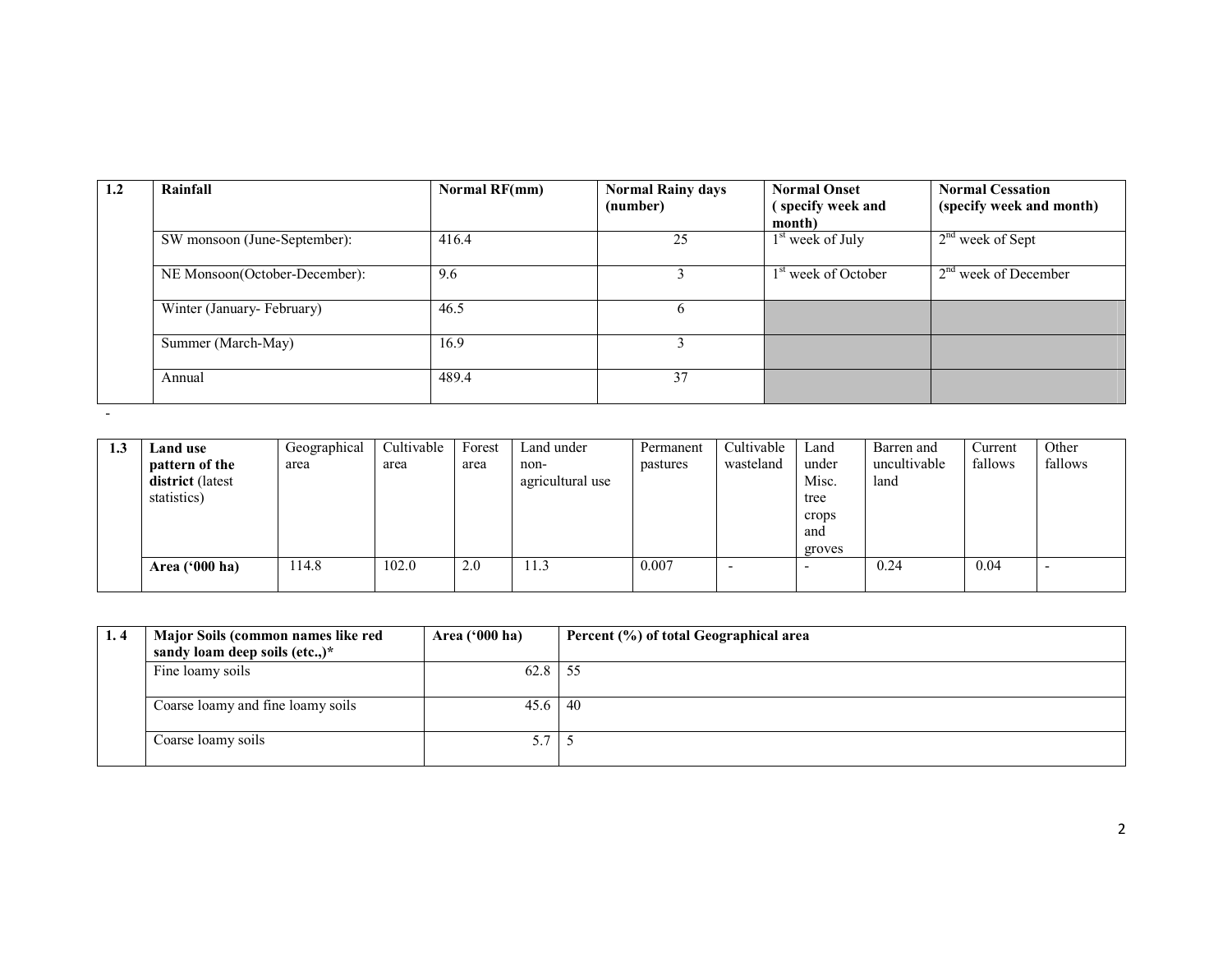| 1.2 | Rainfall | Normal RF(mm) | Normal Rainy days (number) | Normal Onset ( specify week and month) | Normal Cessation (specify week and month) |
|---|---|---|---|---|---|
| | SW monsoon (June-September): | 416.4 | 25 | 1st week of July | 2nd week of Sept |
| | NE Monsoon(October-December): | 9.6 | 3 | 1st week of October | 2nd week of December |
| | Winter (January- February) | 46.5 | 6 | | |
| | Summer (March-May) | 16.9 | 3 | | |
| | Annual | 489.4 | 37 | | |

-

| 1.3 | Land use pattern of the district (latest statistics) | Geographical area | Cultivable area | Forest area | Land under non-agricultural use | Permanent pastures | Cultivable wasteland | Land under Misc. tree crops and groves | Barren and uncultivable land | Current fallows | Other fallows |
|---|---|---|---|---|---|---|---|---|---|---|---|
| | Area ('000 ha) | 114.8 | 102.0 | 2.0 | 11.3 | 0.007 | - | - | 0.24 | 0.04 | - |

| 1. 4 | Major Soils (common names like red sandy loam deep soils (etc.,)* | Area ('000 ha) | Percent (%) of total Geographical area |
|---|---|---|---|
| | Fine loamy soils | 62.8 | 55 |
| | Coarse loamy and fine loamy soils | 45.6 | 40 |
| | Coarse loamy soils | 5.7 | 5 |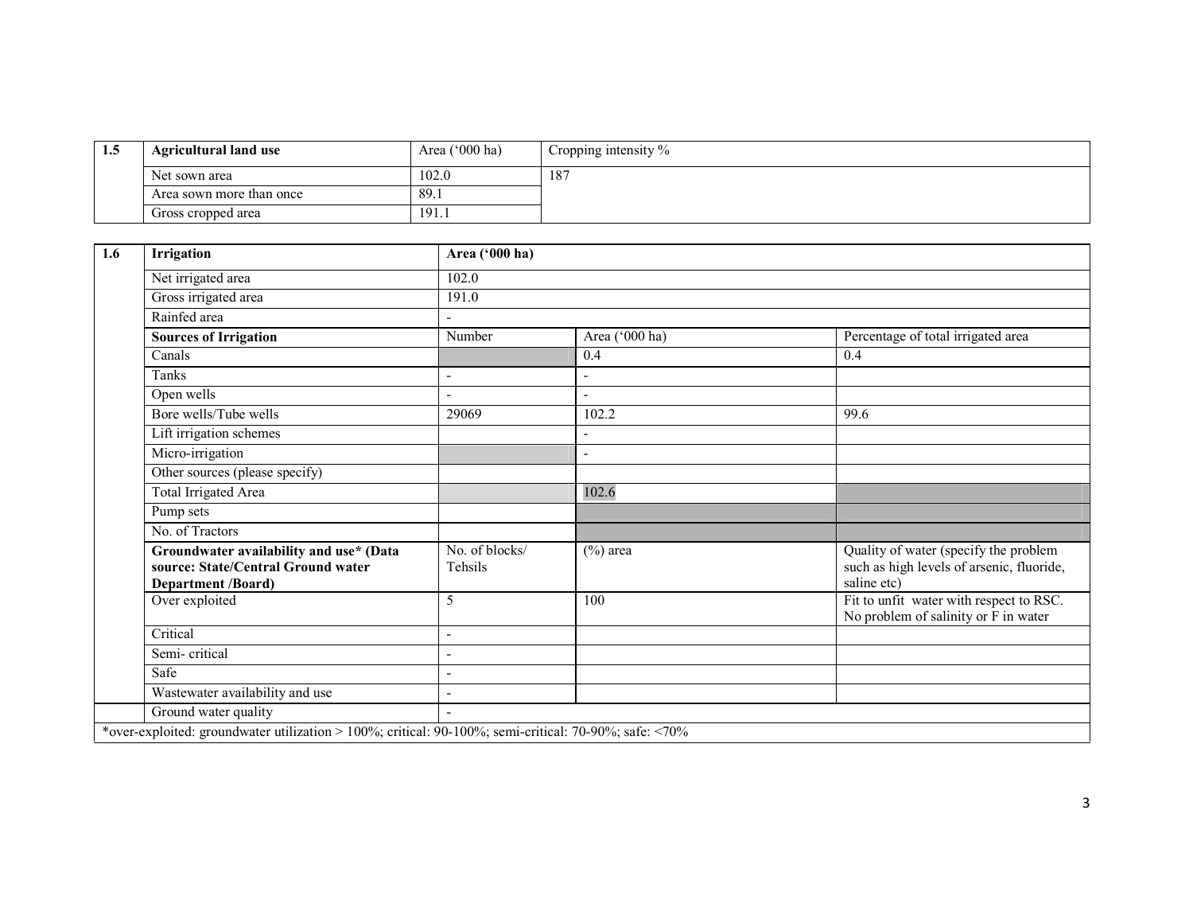| 1.5 | Agricultural land use | Area ('000 ha) | Cropping intensity % |
|---|---|---|---|
| | Net sown area | 102.0 | 187 |
| | Area sown more than once | 89.1 | |
| | Gross cropped area | 191.1 | |

| 1.6 | Irrigation | Area ('000 ha) | | |
|---|---|---|---|---|
| | Net irrigated area | 102.0 | | |
| | Gross irrigated area | 191.0 | | |
| | Rainfed area | - | | |
| | **Sources of Irrigation** | Number | Area ('000 ha) | Percentage of total irrigated area |
| | Canals | | 0.4 | 0.4 |
| | Tanks | - | - | |
| | Open wells | - | - | |
| | Bore wells/Tube wells | 29069 | 102.2 | 99.6 |
| | Lift irrigation schemes | | - | |
| | Micro-irrigation | | - | |
| | Other sources (please specify) | | | |
| | Total Irrigated Area | | 102.6 | |
| | Pump sets | | | |
| | No. of Tractors | | | |
| | **Groundwater availability and use\* (Data source: State/Central Ground water Department /Board)** | No. of blocks/ Tehsils | (%) area | Quality of water (specify the problem such as high levels of arsenic, fluoride, saline etc) |
| | Over exploited | 5 | 100 | Fit to unfit water with respect to RSC. No problem of salinity or F in water |
| | Critical | - | | |
| | Semi- critical | - | | |
| | Safe | - | | |
| | Wastewater availability and use | - | | |
| | Ground water quality | - | | |

*over-exploited: groundwater utilization > 100%; critical: 90-100%; semi-critical: 70-90%; safe: <70%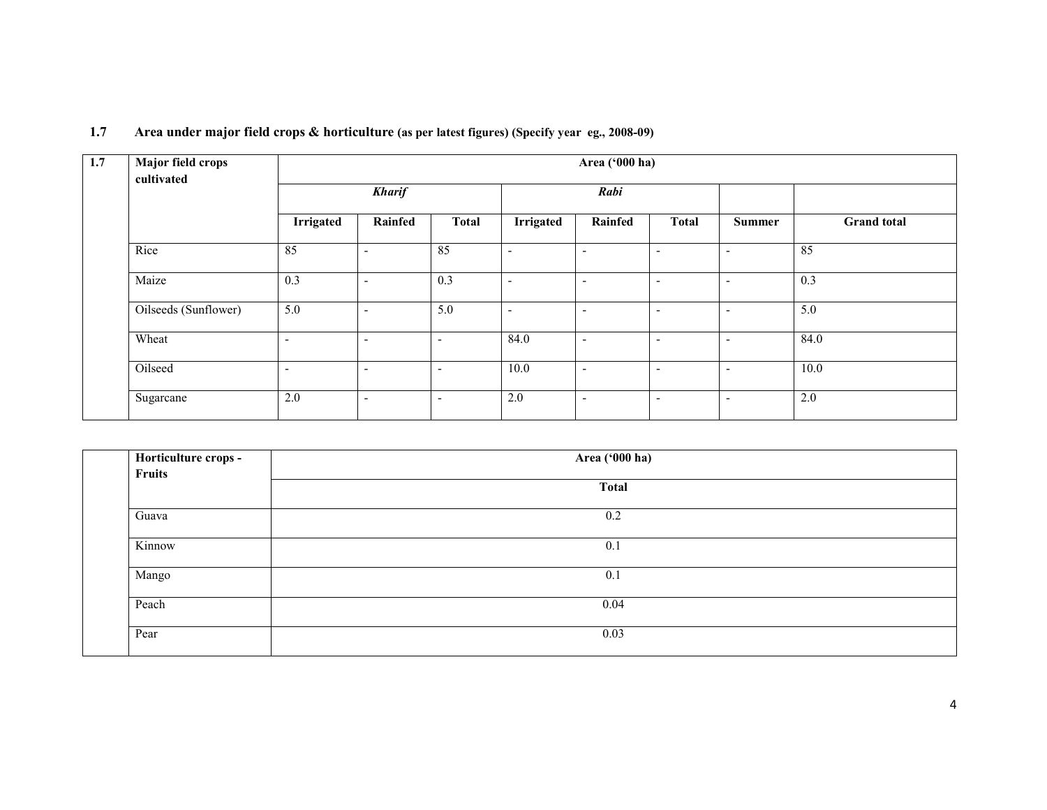## 1.7 Area under major field crops & horticulture (as per latest figures) (Specify year eg., 2008-09)

| 1.7 | Major field crops cultivated | Area ('000 ha) | | | | | | | |
|---|---|---|---|---|---|---|---|---|---|
| | | *Kharif* | | | *Rabi* | | | | |
| | | Irrigated | Rainfed | Total | Irrigated | Rainfed | Total | Summer | Grand total |
| | Rice | 85 | - | 85 | - | - | - | - | 85 |
| | Maize | 0.3 | - | 0.3 | - | - | - | - | 0.3 |
| | Oilseeds (Sunflower) | 5.0 | - | 5.0 | - | - | - | - | 5.0 |
| | Wheat | - | - | - | 84.0 | - | - | - | 84.0 |
| | Oilseed | - | - | - | 10.0 | - | - | - | 10.0 |
| | Sugarcane | 2.0 | - | - | 2.0 | - | - | - | 2.0 |

| | Horticulture crops - Fruits | Area ('000 ha) |
|---|---|---|
| | | Total |
| | Guava | 0.2 |
| | Kinnow | 0.1 |
| | Mango | 0.1 |
| | Peach | 0.04 |
| | Pear | 0.03 |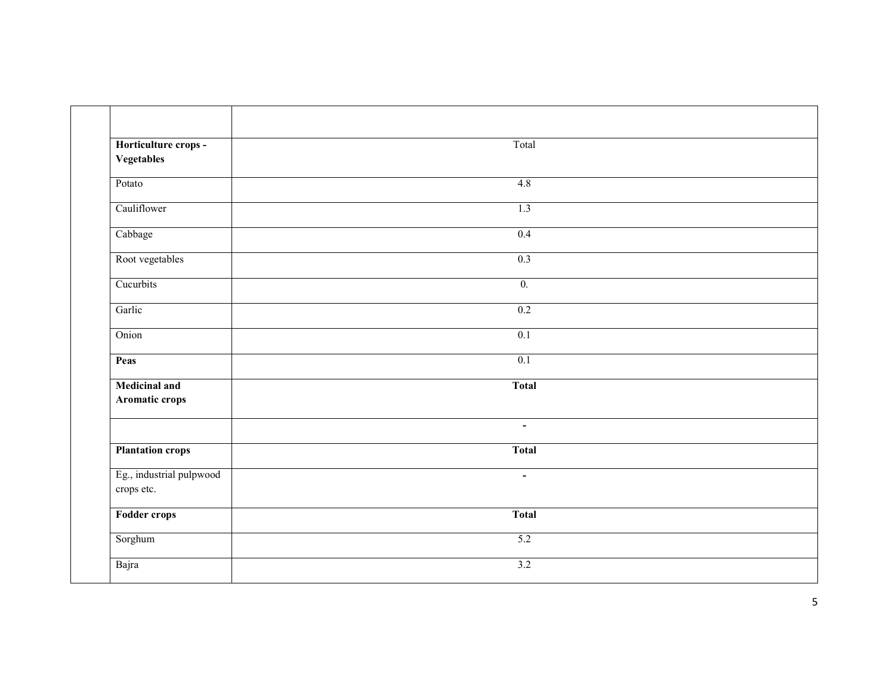| | | |
|---|---|---|
| | | |
| | **Horticulture crops - Vegetables** | Total |
| | Potato | 4.8 |
| | Cauliflower | 1.3 |
| | Cabbage | 0.4 |
| | Root vegetables | 0.3 |
| | Cucurbits | 0. |
| | Garlic | 0.2 |
| | Onion | 0.1 |
| | **Peas** | 0.1 |
| | **Medicinal and Aromatic crops** | **Total** |
| | | **-** |
| | **Plantation crops** | **Total** |
| | Eg., industrial pulpwood crops etc. | **-** |
| | **Fodder crops** | **Total** |
| | Sorghum | 5.2 |
| | Bajra | 3.2 |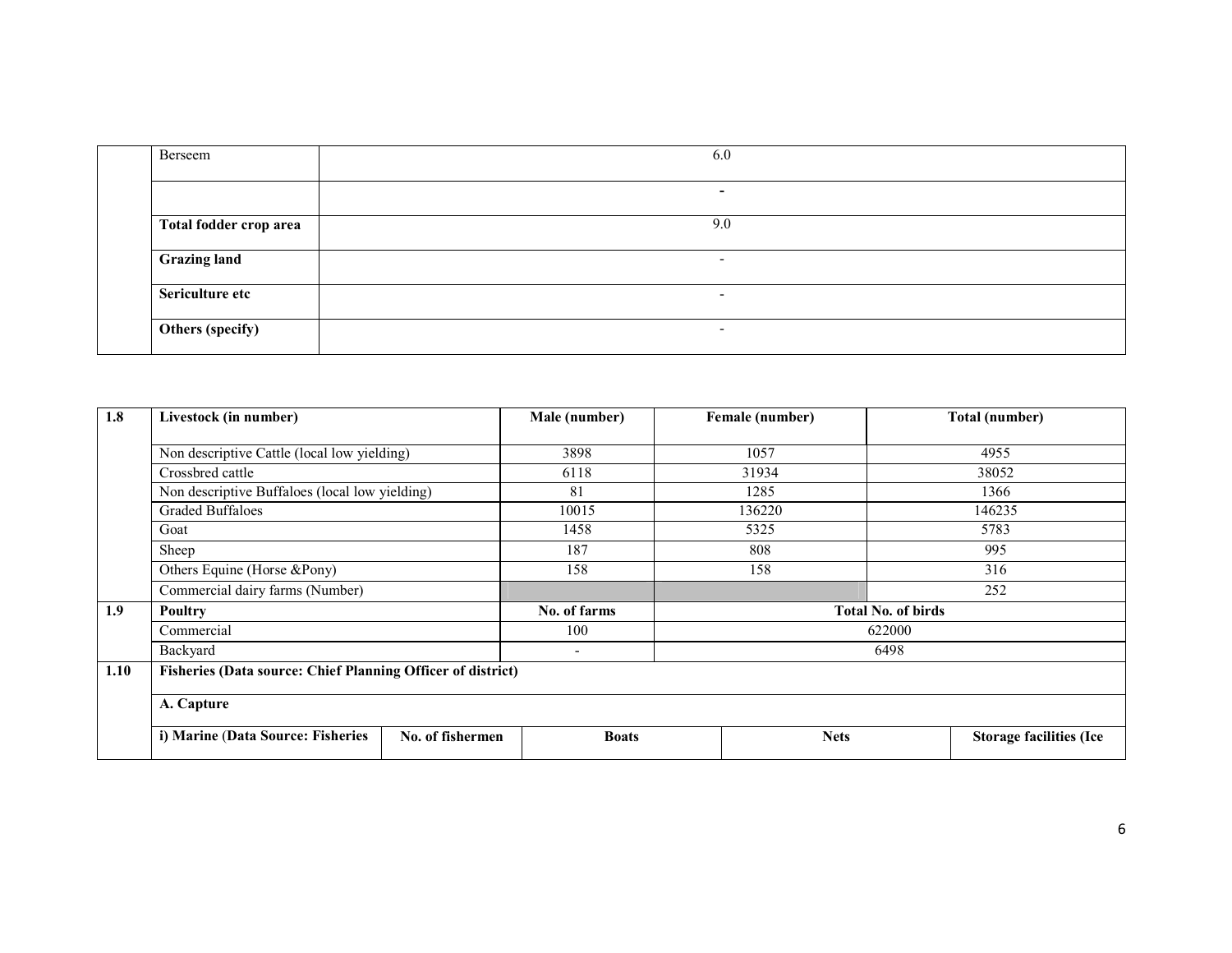| | | |
|---|---|---|
| | Berseem | 6.0 |
| | | - |
| | **Total fodder crop area** | 9.0 |
| | **Grazing land** | - |
| | **Sericulture etc** | - |
| | **Others (specify)** | - |

| **1.8** | **Livestock (in number)** | **Male (number)** | **Female (number)** | **Total (number)** |
|---|---|---|---|---|
| | Non descriptive Cattle (local low yielding) | 3898 | 1057 | 4955 |
| | Crossbred cattle | 6118 | 31934 | 38052 |
| | Non descriptive Buffaloes (local low yielding) | 81 | 1285 | 1366 |
| | Graded Buffaloes | 10015 | 136220 | 146235 |
| | Goat | 1458 | 5325 | 5783 |
| | Sheep | 187 | 808 | 995 |
| | Others Equine (Horse &Pony) | 158 | 158 | 316 |
| | Commercial dairy farms (Number) | | | 252 |
| **1.9** | **Poultry** | **No. of farms** | **Total No. of birds** | |
| | Commercial | 100 | 622000 | |
| | Backyard | - | 6498 | |

| **1.10** | **Fisheries (Data source: Chief Planning Officer of district)** | | | | |
|---|---|---|---|---|---|
| | **A. Capture** | | | | |
| | **i) Marine (Data Source: Fisheries** | **No. of fishermen** | **Boats** | **Nets** | **Storage facilities (Ice** |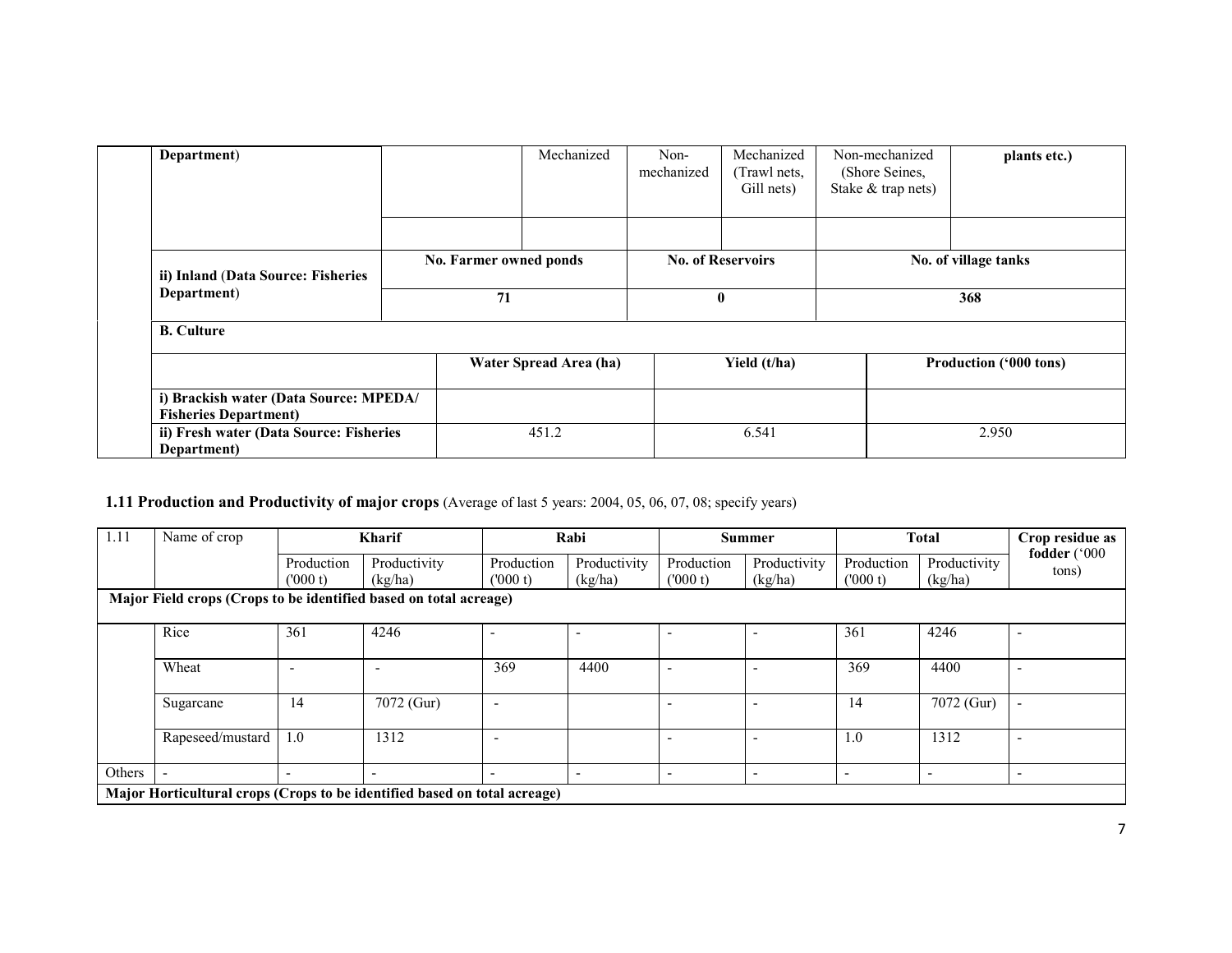| | Department) | | Mechanized | Non-mechanized | Mechanized (Trawl nets, Gill nets) | Non-mechanized (Shore Seines, Stake & trap nets) | plants etc.) |
|---|---|---|---|---|---|---|---|
| | | | | | | | |
| | ii) Inland (Data Source: Fisheries Department) | No. Farmer owned ponds | | No. of Reservoirs | | No. of village tanks | |
| | | 71 | | 0 | | 368 | |
| | **B. Culture** | | | | | | |
| | | Water Spread Area (ha) | | Yield (t/ha) | | Production ('000 tons) | |
| | i) Brackish water (Data Source: MPEDA/ Fisheries Department) | | | | | | |
| | ii) Fresh water (Data Source: Fisheries Department) | 451.2 | | 6.541 | | 2.950 | |

**1.11 Production and Productivity of major crops** (Average of last 5 years: 2004, 05, 06, 07, 08; specify years)

| 1.11 | Name of crop | Kharif | | Rabi | | Summer | | Total | | Crop residue as fodder ('000 tons) |
|---|---|---|---|---|---|---|---|---|---|---|
| | | Production ('000 t) | Productivity (kg/ha) | Production ('000 t) | Productivity (kg/ha) | Production ('000 t) | Productivity (kg/ha) | Production ('000 t) | Productivity (kg/ha) | |
| **Major Field crops (Crops to be identified based on total acreage)** | | | | | | | | | | |
| | Rice | 361 | 4246 | - | - | - | - | 361 | 4246 | - |
| | Wheat | - | - | 369 | 4400 | - | - | 369 | 4400 | - |
| | Sugarcane | 14 | 7072 (Gur) | - | | - | - | 14 | 7072 (Gur) | - |
| | Rapeseed/mustard | 1.0 | 1312 | - | | - | - | 1.0 | 1312 | - |
| Others | - | - | - | - | - | - | - | - | - | - |
| **Major Horticultural crops (Crops to be identified based on total acreage)** | | | | | | | | | | |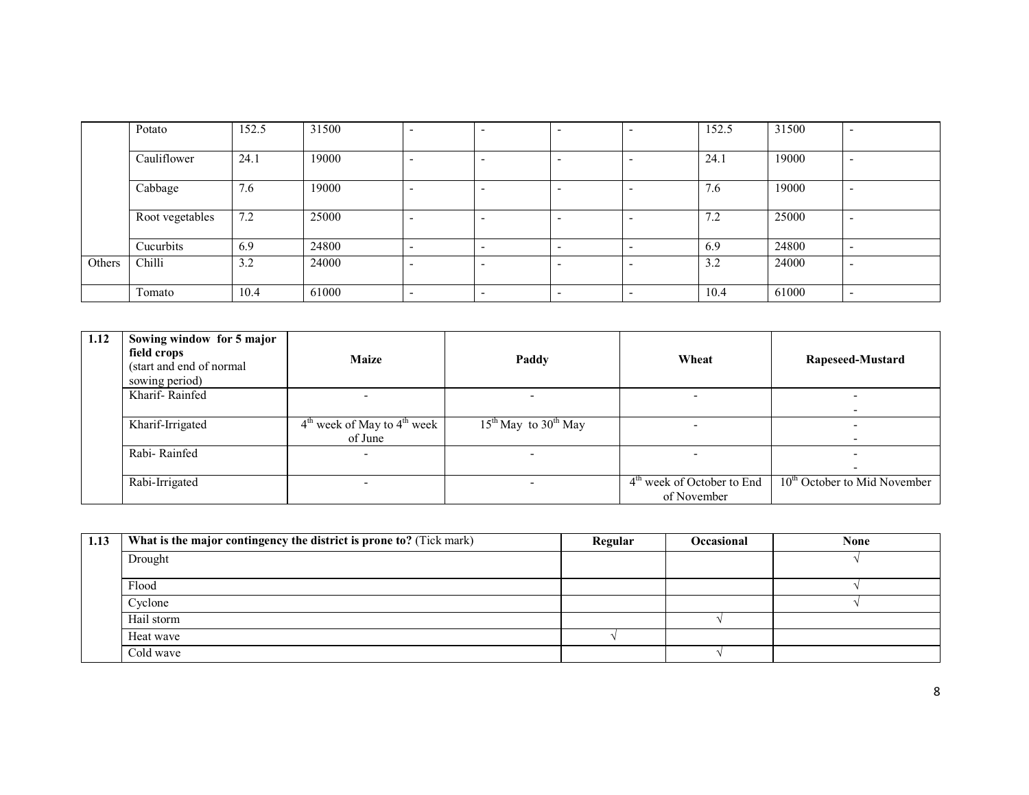|  |  |  |  |  |  |  |  |  |  |  |
|---|---|---|---|---|---|---|---|---|---|---|
|  | Potato | 152.5 | 31500 | - | - | - | - | 152.5 | 31500 | - |
|  | Cauliflower | 24.1 | 19000 | - | - | - | - | 24.1 | 19000 | - |
|  | Cabbage | 7.6 | 19000 | - | - | - | - | 7.6 | 19000 | - |
|  | Root vegetables | 7.2 | 25000 | - | - | - | - | 7.2 | 25000 | - |
|  | Cucurbits | 6.9 | 24800 | - | - | - | - | 6.9 | 24800 | - |
| Others | Chilli | 3.2 | 24000 | - | - | - | - | 3.2 | 24000 | - |
|  | Tomato | 10.4 | 61000 | - | - | - | - | 10.4 | 61000 | - |

| 1.12 | Sowing window for 5 major field crops (start and end of normal sowing period) | Maize | Paddy | Wheat | Rapeseed-Mustard |
|---|---|---|---|---|---|
|  | Kharif- Rainfed | - | - | - | - |
|  | Kharif-Irrigated | 4th week of May to 4th week of June | 15th May to 30th May | - | - |
|  | Rabi- Rainfed | - | - | - | - |
|  | Rabi-Irrigated | - | - | 4th week of October to End of November | 10th October to Mid November |

| 1.13 | What is the major contingency the district is prone to? (Tick mark) | Regular | Occasional | None |
|---|---|---|---|---|
|  | Drought |  |  | √ |
|  | Flood |  |  | √ |
|  | Cyclone |  |  | √ |
|  | Hail storm |  | √ |  |
|  | Heat wave | √ |  |  |
|  | Cold wave |  | √ |  |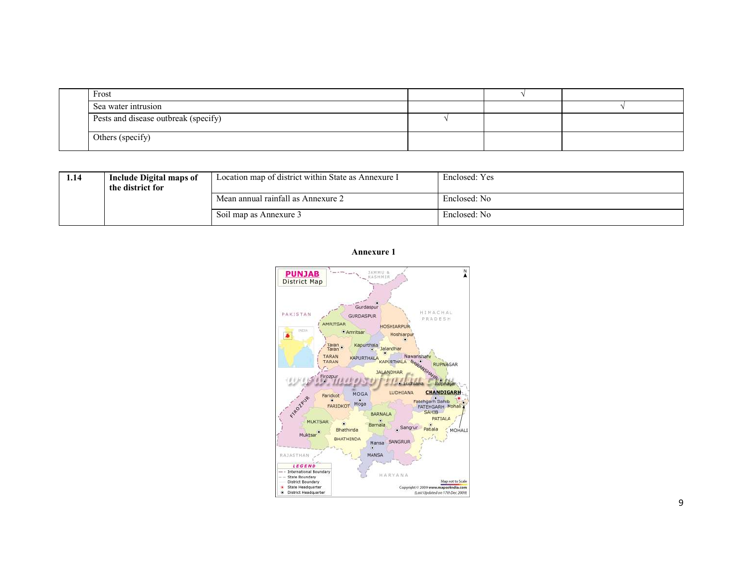| | Frost | | √ | |
|---|---|---|---|---|
| | Sea water intrusion | | | √ |
| | Pests and disease outbreak (specify) | √ | | |
| | Others (specify) | | | |

| 1.14 | Include Digital maps of the district for | Location map of district within State as Annexure I | Enclosed: Yes |
|---|---|---|---|
| | | Mean annual rainfall as Annexure 2 | Enclosed: No |
| | | Soil map as Annexure 3 | Enclosed: No |

**Annexure 1**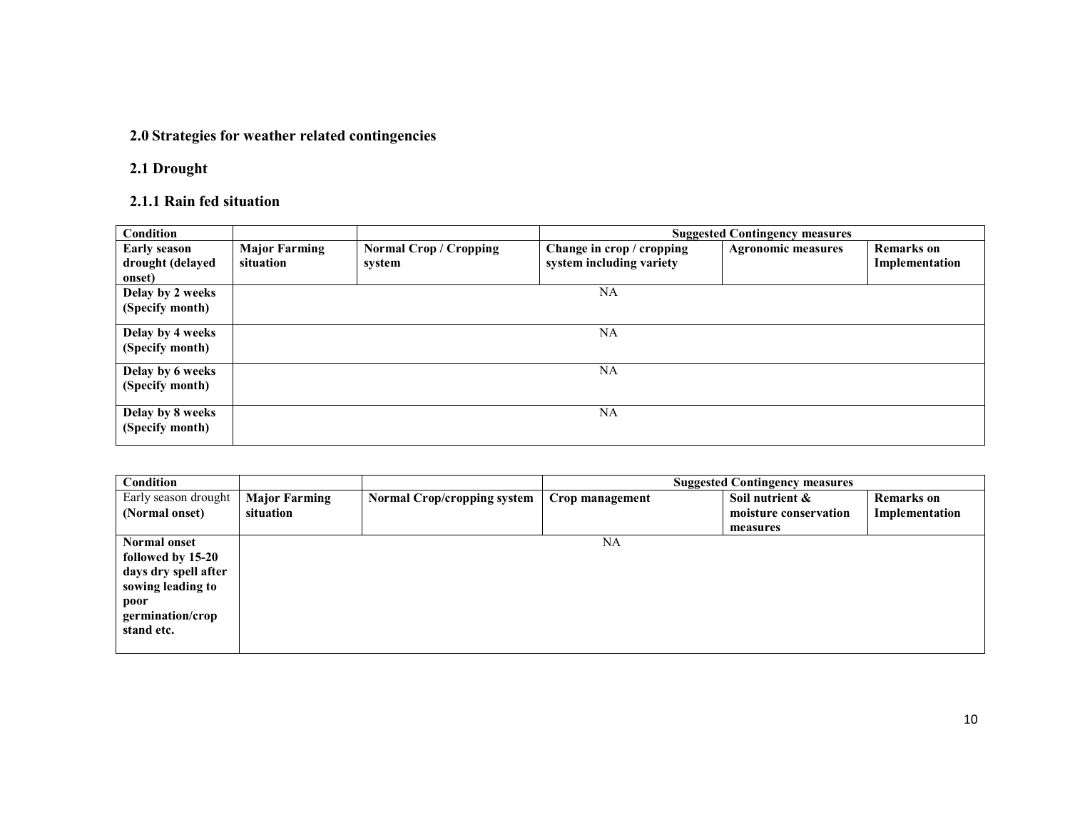## 2.0 Strategies for weather related contingencies

### 2.1 Drought

#### 2.1.1 Rain fed situation

| **Condition** | | | **Suggested Contingency measures** | | |
|---|---|---|---|---|---|
| **Early season drought (delayed onset)** | **Major Farming situation** | **Normal Crop / Cropping system** | **Change in crop / cropping system including variety** | **Agronomic measures** | **Remarks on Implementation** |
| **Delay by 2 weeks (Specify month)** | NA | | | | |
| **Delay by 4 weeks (Specify month)** | NA | | | | |
| **Delay by 6 weeks (Specify month)** | NA | | | | |
| **Delay by 8 weeks (Specify month)** | NA | | | | |

| **Condition** | | | **Suggested Contingency measures** | | |
|---|---|---|---|---|---|
| Early season drought **(Normal onset)** | **Major Farming situation** | **Normal Crop/cropping system** | **Crop management** | **Soil nutrient & moisture conservation measures** | **Remarks on Implementation** |
| **Normal onset followed by 15-20 days dry spell after sowing leading to poor germination/crop stand etc.** | NA | | | | |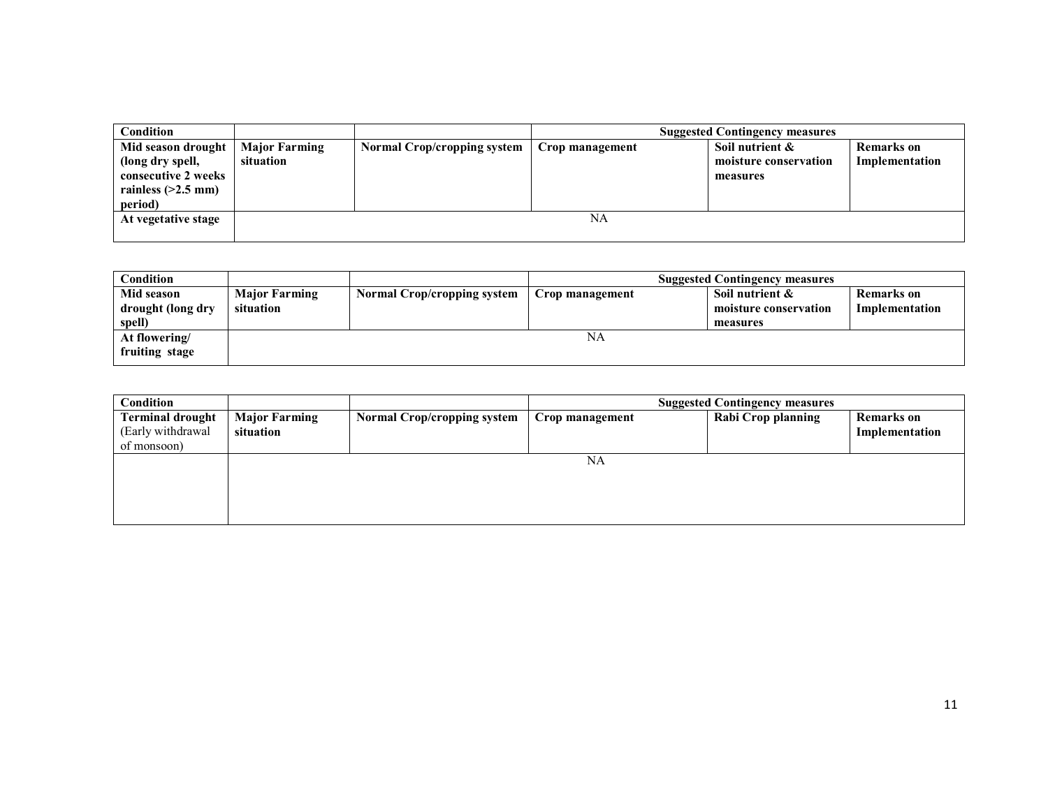| Condition | | | Suggested Contingency measures | | |
|---|---|---|---|---|---|
| **Mid season drought (long dry spell, consecutive 2 weeks rainless (>2.5 mm) period)** | **Major Farming situation** | **Normal Crop/cropping system** | **Crop management** | **Soil nutrient & moisture conservation measures** | **Remarks on Implementation** |
| **At vegetative stage** | NA | | | | |

| Condition | | | Suggested Contingency measures | | |
|---|---|---|---|---|---|
| **Mid season drought (long dry spell)** | **Major Farming situation** | **Normal Crop/cropping system** | **Crop management** | **Soil nutrient & moisture conservation measures** | **Remarks on Implementation** |
| **At flowering/ fruiting stage** | NA | | | | |

| Condition | | | Suggested Contingency measures | | |
|---|---|---|---|---|---|
| **Terminal drought** (Early withdrawal of monsoon) | **Major Farming situation** | **Normal Crop/cropping system** | **Crop management** | **Rabi Crop planning** | **Remarks on Implementation** |
| | NA | | | | |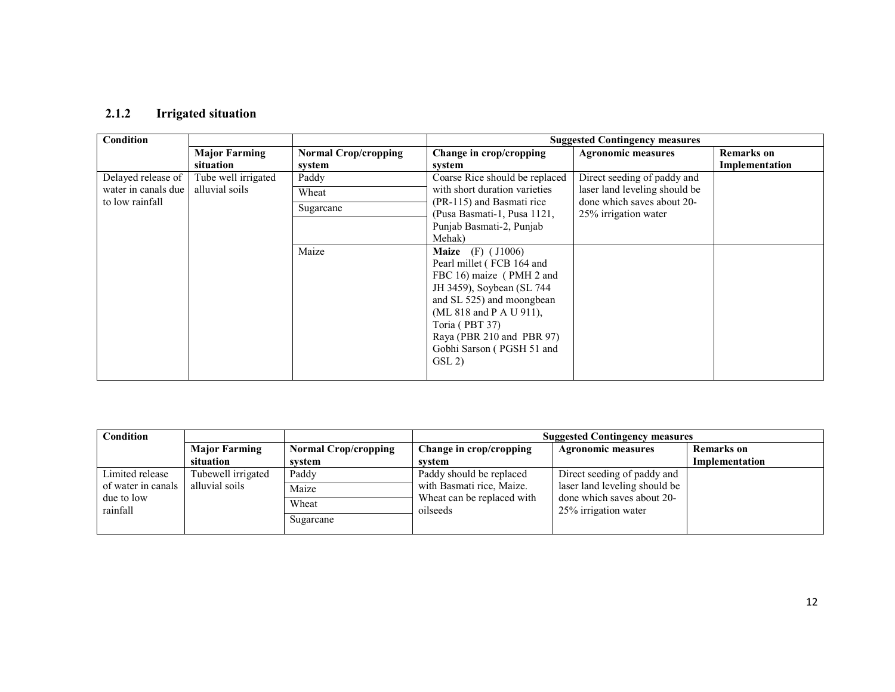### 2.1.2 Irrigated situation

| Condition | | | Suggested Contingency measures | | |
|---|---|---|---|---|---|
| | Major Farming situation | Normal Crop/cropping system | Change in crop/cropping system | Agronomic measures | Remarks on Implementation |
| Delayed release of water in canals due to low rainfall | Tube well irrigated alluvial soils | Paddy<br>Wheat<br>Sugarcane | Coarse Rice should be replaced with short duration varieties (PR-115) and Basmati rice (Pusa Basmati-1, Pusa 1121, Punjab Basmati-2, Punjab Mehak) | Direct seeding of paddy and laser land leveling should be done which saves about 20-25% irrigation water | |
| | | Maize | **Maize** (F) ( J1006)<br>Pearl millet ( FCB 164 and FBC 16) maize ( PMH 2 and JH 3459), Soybean (SL 744 and SL 525) and moongbean (ML 818 and P A U 911),<br>Toria ( PBT 37)<br>Raya (PBR 210 and PBR 97)<br>Gobhi Sarson ( PGSH 51 and GSL 2) | | |

| Condition | | | Suggested Contingency measures | | |
|---|---|---|---|---|---|
| | Major Farming situation | Normal Crop/cropping system | Change in crop/cropping system | Agronomic measures | Remarks on Implementation |
| Limited release of water in canals due to low rainfall | Tubewell irrigated alluvial soils | Paddy<br>Maize<br>Wheat<br>Sugarcane | Paddy should be replaced with Basmati rice, Maize. Wheat can be replaced with oilseeds | Direct seeding of paddy and laser land leveling should be done which saves about 20-25% irrigation water | |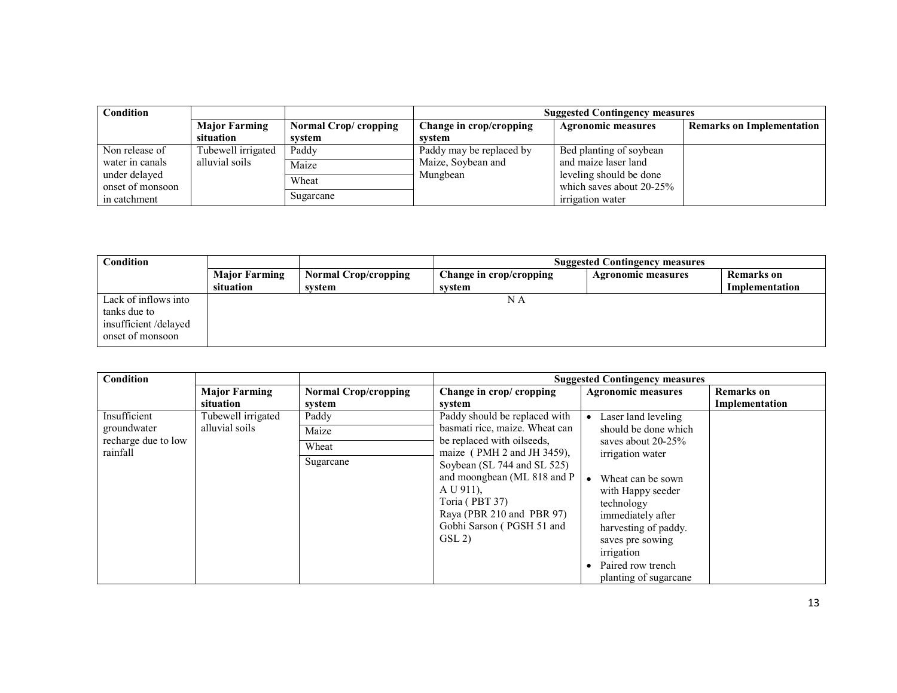| Condition | | | Suggested Contingency measures | | |
|---|---|---|---|---|---|
| | Major Farming situation | Normal Crop/ cropping system | Change in crop/cropping system | Agronomic measures | Remarks on Implementation |
| Non release of water in canals under delayed onset of monsoon in catchment | Tubewell irrigated alluvial soils | Paddy | Paddy may be replaced by Maize, Soybean and Mungbean | Bed planting of soybean and maize laser land leveling should be done which saves about 20-25% irrigation water | |
| | | Maize | | | |
| | | Wheat | | | |
| | | Sugarcane | | | |

| Condition | | | Suggested Contingency measures | | |
|---|---|---|---|---|---|
| | Major Farming situation | Normal Crop/cropping system | Change in crop/cropping system | Agronomic measures | Remarks on Implementation |
| Lack of inflows into tanks due to insufficient /delayed onset of monsoon | N A | | | | |

| Condition | | | Suggested Contingency measures | | |
|---|---|---|---|---|---|
| | Major Farming situation | Normal Crop/cropping system | Change in crop/ cropping system | Agronomic measures | Remarks on Implementation |
| Insufficient groundwater recharge due to low rainfall | Tubewell irrigated alluvial soils | Paddy | Paddy should be replaced with basmati rice, maize. Wheat can be replaced with oilseeds, maize ( PMH 2 and JH 3459), Soybean (SL 744 and SL 525) and moongbean (ML 818 and P A U 911), Toria ( PBT 37) Raya (PBR 210 and PBR 97) Gobhi Sarson ( PGSH 51 and GSL 2) | • Laser land leveling should be done which saves about 20-25% irrigation water • Wheat can be sown with Happy seeder technology immediately after harvesting of paddy. saves pre sowing irrigation • Paired row trench planting of sugarcane | |
| | | Maize | | | |
| | | Wheat | | | |
| | | Sugarcane | | | |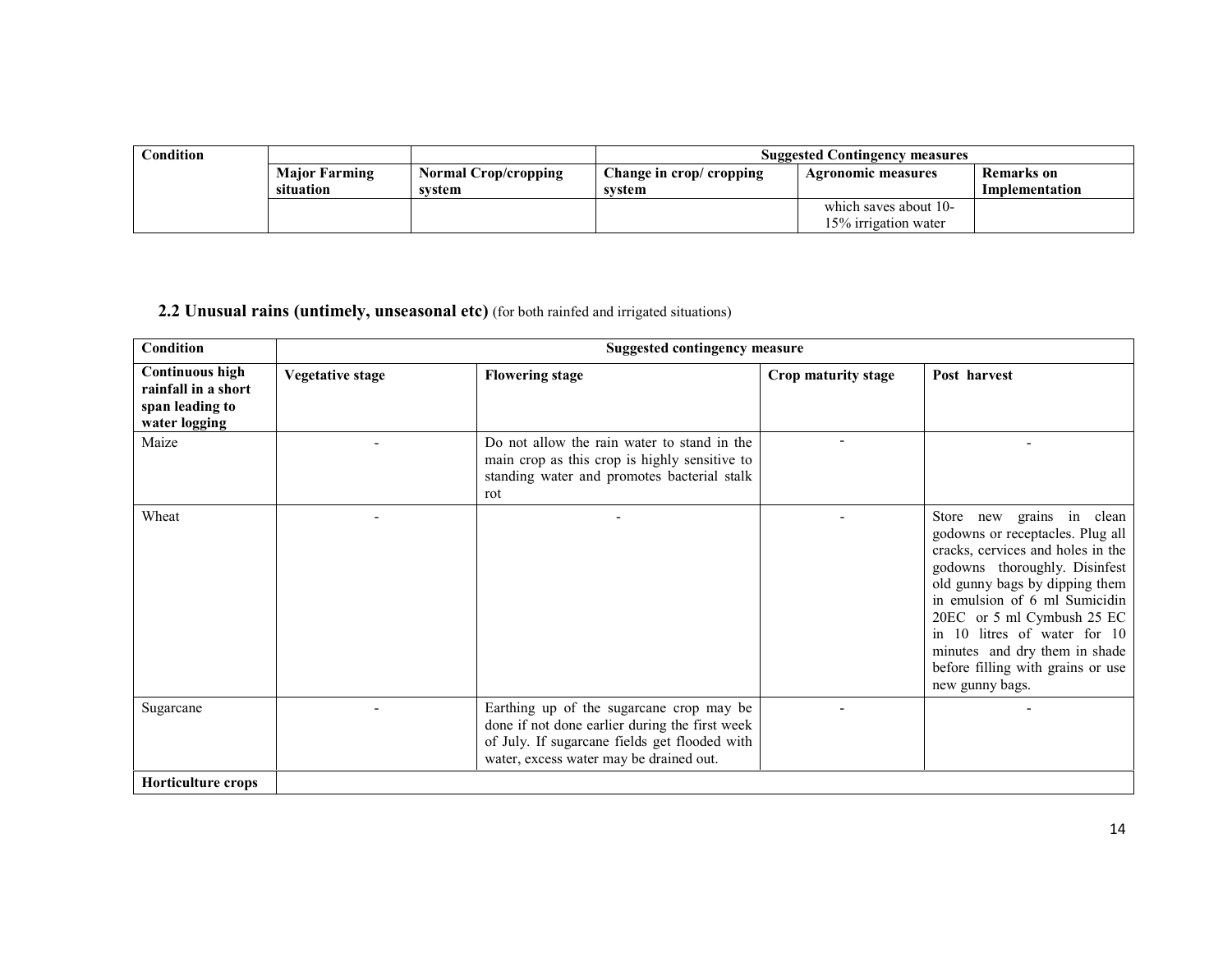| Condition | | | Suggested Contingency measures | | |
|---|---|---|---|---|---|
| | Major Farming situation | Normal Crop/cropping system | Change in crop/ cropping system | Agronomic measures | Remarks on Implementation |
| | | | | which saves about 10-15% irrigation water | |

## 2.2 Unusual rains (untimely, unseasonal etc) (for both rainfed and irrigated situations)

| Condition | Suggested contingency measure | | | |
|---|---|---|---|---|
| **Continuous high rainfall in a short span leading to water logging** | **Vegetative stage** | **Flowering stage** | **Crop maturity stage** | **Post harvest** |
| Maize | - | Do not allow the rain water to stand in the main crop as this crop is highly sensitive to standing water and promotes bacterial stalk rot | - | - |
| Wheat | - | - | - | Store new grains in clean godowns or receptacles. Plug all cracks, cervices and holes in the godowns thoroughly. Disinfest old gunny bags by dipping them in emulsion of 6 ml Sumicidin 20EC or 5 ml Cymbush 25 EC in 10 litres of water for 10 minutes and dry them in shade before filling with grains or use new gunny bags. |
| Sugarcane | - | Earthing up of the sugarcane crop may be done if not done earlier during the first week of July. If sugarcane fields get flooded with water, excess water may be drained out. | - | - |
| **Horticulture crops** | | | | |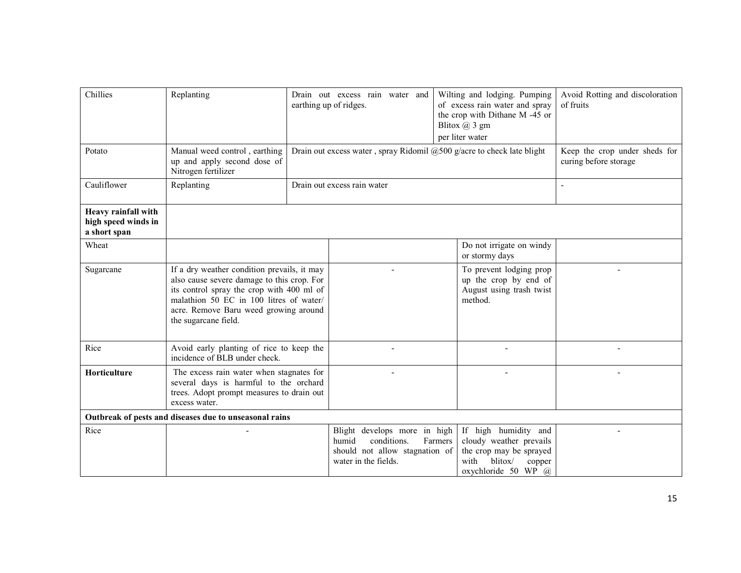| | | | | |
|---|---|---|---|---|
| Chillies | Replanting | Drain out excess rain water and earthing up of ridges. | Wilting and lodging. Pumping of excess rain water and spray the crop with Dithane M -45 or Blitox @ 3 gm per liter water | Avoid Rotting and discoloration of fruits |
| Potato | Manual weed control , earthing up and apply second dose of Nitrogen fertilizer | Drain out excess water , spray Ridomil @500 g/acre to check late blight | | Keep the crop under sheds for curing before storage |
| Cauliflower | Replanting | Drain out excess rain water | | - |
| **Heavy rainfall with high speed winds in a short span** | | | | |
| Wheat | | | Do not irrigate on windy or stormy days | |
| Sugarcane | If a dry weather condition prevails, it may also cause severe damage to this crop. For its control spray the crop with 400 ml of malathion 50 EC in 100 litres of water/ acre. Remove Baru weed growing around the sugarcane field. | - | To prevent lodging prop up the crop by end of August using trash twist method. | - |
| Rice | Avoid early planting of rice to keep the incidence of BLB under check. | - | - | - |
| **Horticulture** | The excess rain water when stagnates for several days is harmful to the orchard trees. Adopt prompt measures to drain out excess water. | - | - | - |
| **Outbreak of pests and diseases due to unseasonal rains** | | | | |
| Rice | - | Blight develops more in high humid conditions. Farmers should not allow stagnation of water in the fields. | If high humidity and cloudy weather prevails the crop may be sprayed with blitox/ copper oxychloride 50 WP @ | - |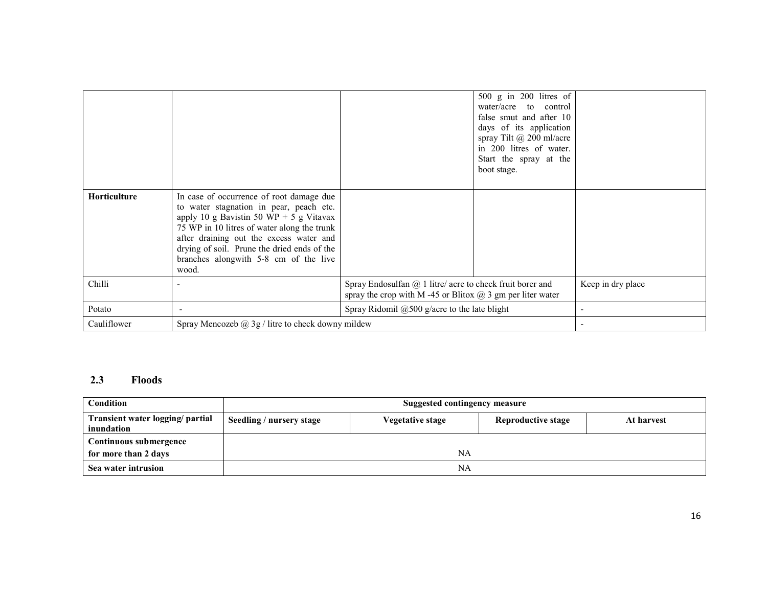| | | | | |
|---|---|---|---|---|
| | | | 500 g in 200 litres of water/acre to control false smut and after 10 days of its application spray Tilt @ 200 ml/acre in 200 litres of water. Start the spray at the boot stage. | |
| **Horticulture** | In case of occurrence of root damage due to water stagnation in pear, peach etc. apply 10 g Bavistin 50 WP + 5 g Vitavax 75 WP in 10 litres of water along the trunk after draining out the excess water and drying of soil. Prune the dried ends of the branches alongwith 5-8 cm of the live wood. | | | |
| Chilli | - | Spray Endosulfan @ 1 litre/ acre to check fruit borer and spray the crop with M -45 or Blitox @ 3 gm per liter water | | Keep in dry place |
| Potato | - | Spray Ridomil @500 g/acre to the late blight | | - |
| Cauliflower | Spray Mencozeb @ 3g / litre to check downy mildew | | | - |

### 2.3 Floods

| Condition | Suggested contingency measure | | | |
|---|---|---|---|---|
| **Transient water logging/ partial inundation** | **Seedling / nursery stage** | **Vegetative stage** | **Reproductive stage** | **At harvest** |
| **Continuous submergence for more than 2 days** | NA | | | |
| **Sea water intrusion** | NA | | | |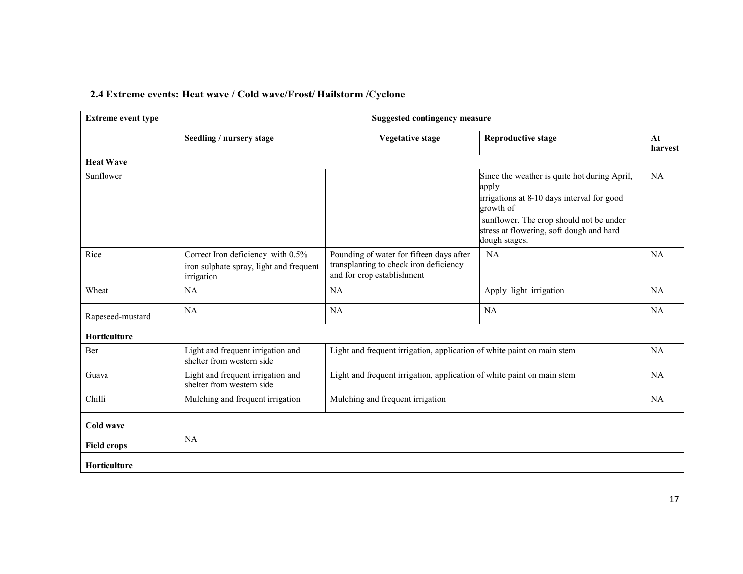## 2.4 Extreme events: Heat wave / Cold wave/Frost/ Hailstorm /Cyclone

| Extreme event type | Suggested contingency measure | | | |
|---|---|---|---|---|
| | **Seedling / nursery stage** | **Vegetative stage** | **Reproductive stage** | **At harvest** |
| **Heat Wave** | | | | |
| Sunflower | | | Since the weather is quite hot during April, apply irrigations at 8-10 days interval for good growth of sunflower. The crop should not be under stress at flowering, soft dough and hard dough stages. | NA |
| Rice | Correct Iron deficiency with 0.5% iron sulphate spray, light and frequent irrigation | Pounding of water for fifteen days after transplanting to check iron deficiency and for crop establishment | NA | NA |
| Wheat | NA | NA | Apply light irrigation | NA |
| Rapeseed-mustard | NA | NA | NA | NA |
| **Horticulture** | | | | |
| Ber | Light and frequent irrigation and shelter from western side | Light and frequent irrigation, application of white paint on main stem | | NA |
| Guava | Light and frequent irrigation and shelter from western side | Light and frequent irrigation, application of white paint on main stem | | NA |
| Chilli | Mulching and frequent irrigation | Mulching and frequent irrigation | | NA |
| **Cold wave** | | | | |
| **Field crops** | NA | | | |
| **Horticulture** | | | | |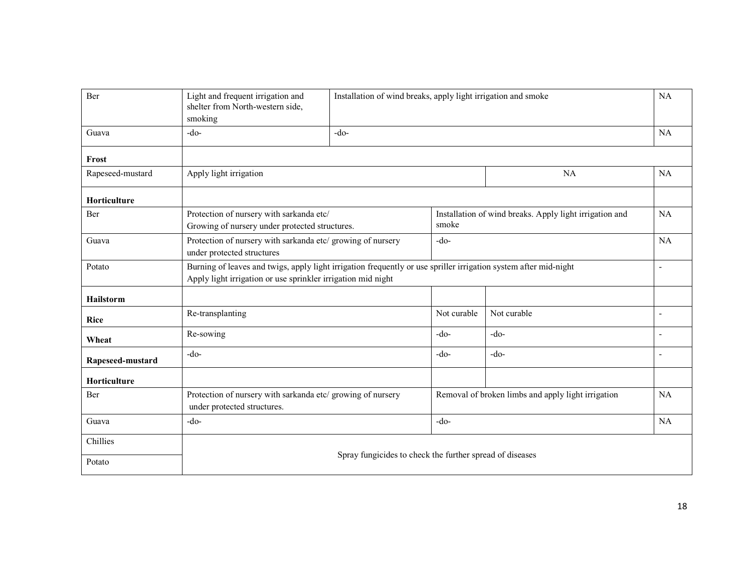| | | | | | |
|---|---|---|---|---|---|
| Ber | Light and frequent irrigation and shelter from North-western side, smoking | Installation of wind breaks, apply light irrigation and smoke | | | NA |
| Guava | -do- | -do- | | | NA |
| **Frost** | | | | | |
| Rapeseed-mustard | Apply light irrigation | | | NA | NA |
| **Horticulture** | | | | | |
| Ber | Protection of nursery with sarkanda etc/ Growing of nursery under protected structures. | | Installation of wind breaks. Apply light irrigation and smoke | | NA |
| Guava | Protection of nursery with sarkanda etc/ growing of nursery under protected structures | | -do- | | NA |
| Potato | Burning of leaves and twigs, apply light irrigation frequently or use spriller irrigation system after mid-night Apply light irrigation or use sprinkler irrigation mid night | | | | - |
| **Hailstorm** | | | | | |
| **Rice** | Re-transplanting | | Not curable | Not curable | - |
| **Wheat** | Re-sowing | | -do- | -do- | - |
| **Rapeseed-mustard** | -do- | | -do- | -do- | - |
| **Horticulture** | | | | | |
| Ber | Protection of nursery with sarkanda etc/ growing of nursery under protected structures. | | Removal of broken limbs and apply light irrigation | | NA |
| Guava | -do- | | -do- | | NA |
| Chillies | Spray fungicides to check the further spread of diseases | | | | |
| Potato | | | | | |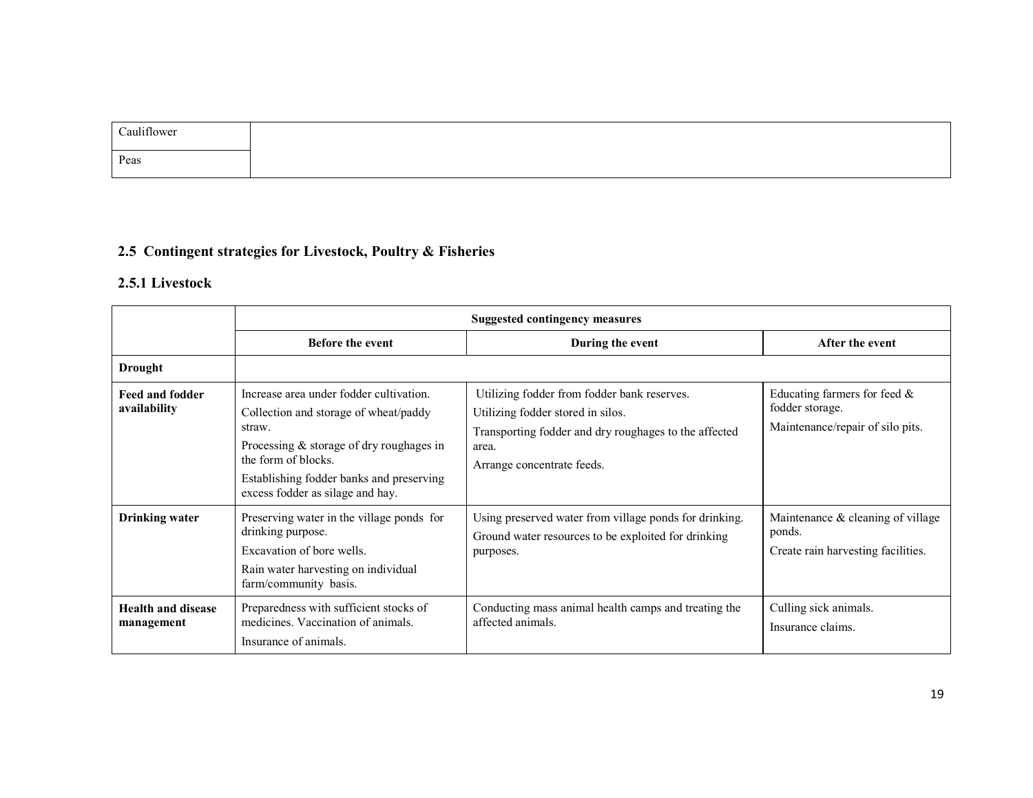| | |
|---|---|
| Cauliflower | |
| Peas | |

## 2.5 Contingent strategies for Livestock, Poultry & Fisheries

### 2.5.1 Livestock

| | Suggested contingency measures | | |
|---|---|---|---|
| | **Before the event** | **During the event** | **After the event** |
| **Drought** | | | |
| **Feed and fodder availability** | Increase area under fodder cultivation.<br>Collection and storage of wheat/paddy straw.<br>Processing & storage of dry roughages in the form of blocks.<br>Establishing fodder banks and preserving excess fodder as silage and hay. | Utilizing fodder from fodder bank reserves.<br>Utilizing fodder stored in silos.<br>Transporting fodder and dry roughages to the affected area.<br>Arrange concentrate feeds. | Educating farmers for feed & fodder storage.<br>Maintenance/repair of silo pits. |
| **Drinking water** | Preserving water in the village ponds for drinking purpose.<br>Excavation of bore wells.<br>Rain water harvesting on individual farm/community basis. | Using preserved water from village ponds for drinking.<br>Ground water resources to be exploited for drinking purposes. | Maintenance & cleaning of village ponds.<br>Create rain harvesting facilities. |
| **Health and disease management** | Preparedness with sufficient stocks of medicines. Vaccination of animals.<br>Insurance of animals. | Conducting mass animal health camps and treating the affected animals. | Culling sick animals.<br>Insurance claims. |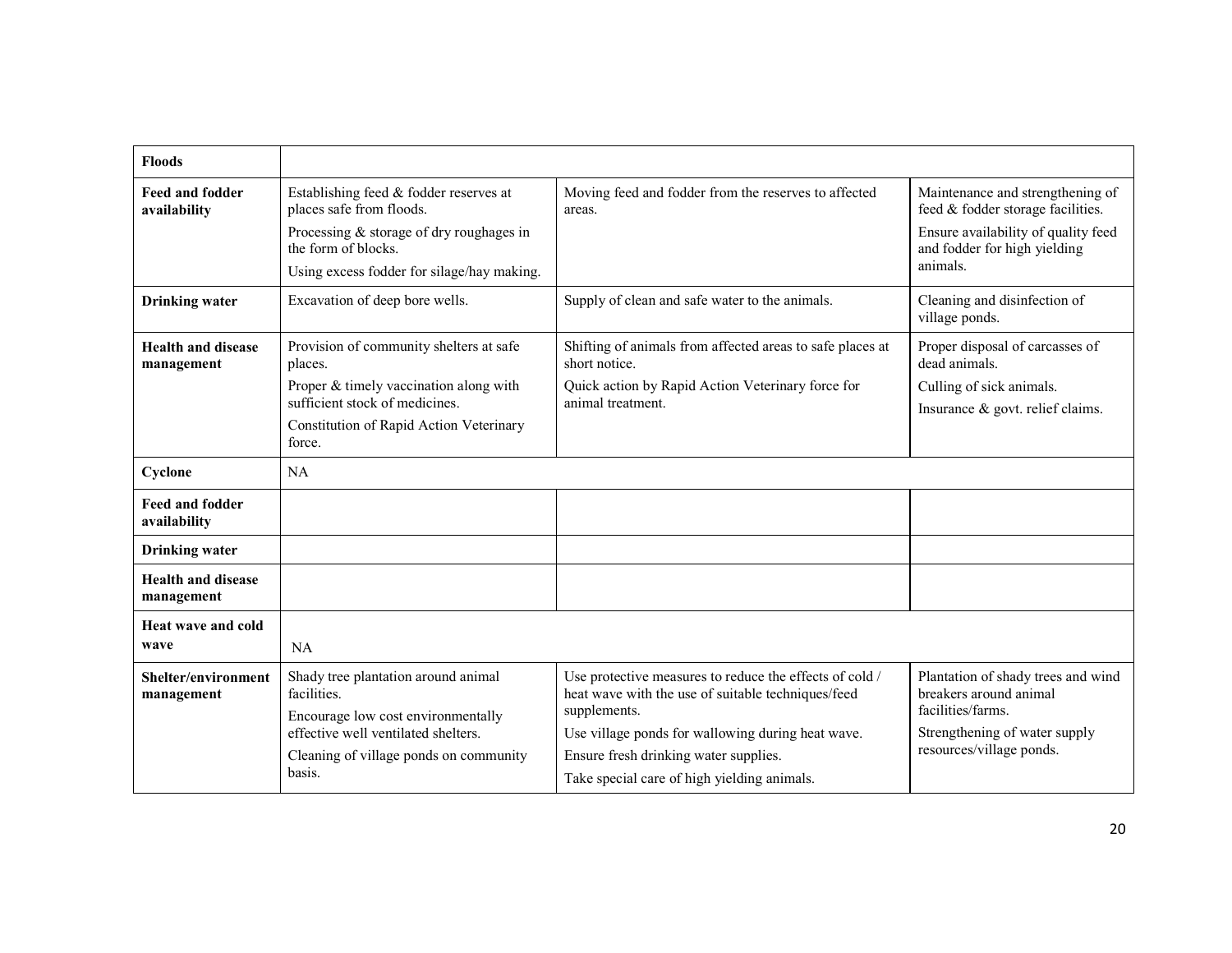| | | | |
|---|---|---|---|
| **Floods** | | | |
| **Feed and fodder availability** | Establishing feed & fodder reserves at places safe from floods.<br>Processing & storage of dry roughages in the form of blocks.<br>Using excess fodder for silage/hay making. | Moving feed and fodder from the reserves to affected areas. | Maintenance and strengthening of feed & fodder storage facilities.<br>Ensure availability of quality feed and fodder for high yielding animals. |
| **Drinking water** | Excavation of deep bore wells. | Supply of clean and safe water to the animals. | Cleaning and disinfection of village ponds. |
| **Health and disease management** | Provision of community shelters at safe places.<br>Proper & timely vaccination along with sufficient stock of medicines.<br>Constitution of Rapid Action Veterinary force. | Shifting of animals from affected areas to safe places at short notice.<br>Quick action by Rapid Action Veterinary force for animal treatment. | Proper disposal of carcasses of dead animals.<br>Culling of sick animals.<br>Insurance & govt. relief claims. |
| **Cyclone** | NA | | |
| **Feed and fodder availability** | | | |
| **Drinking water** | | | |
| **Health and disease management** | | | |
| **Heat wave and cold wave** | NA | | |
| **Shelter/environment management** | Shady tree plantation around animal facilities.<br>Encourage low cost environmentally effective well ventilated shelters.<br>Cleaning of village ponds on community basis. | Use protective measures to reduce the effects of cold / heat wave with the use of suitable techniques/feed supplements.<br>Use village ponds for wallowing during heat wave.<br>Ensure fresh drinking water supplies.<br>Take special care of high yielding animals. | Plantation of shady trees and wind breakers around animal facilities/farms.<br>Strengthening of water supply resources/village ponds. |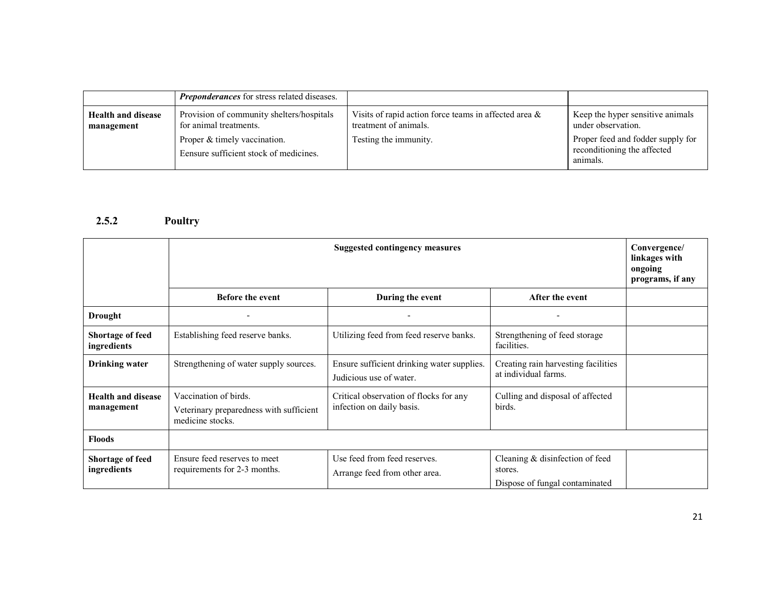|  | ***Preponderances*** for stress related diseases. |  |  |
|---|---|---|---|
| **Health and disease management** | Provision of community shelters/hospitals for animal treatments.<br>Proper & timely vaccination.<br>Eensure sufficient stock of medicines. | Visits of rapid action force teams in affected area & treatment of animals.<br>Testing the immunity. | Keep the hyper sensitive animals under observation.<br>Proper feed and fodder supply for reconditioning the affected animals. |

## 2.5.2 Poultry

|  | **Suggested contingency measures** | | | **Convergence/ linkages with ongoing programs, if any** |
|---|---|---|---|---|
|  | **Before the event** | **During the event** | **After the event** |  |
| **Drought** | - | - | - |  |
| **Shortage of feed ingredients** | Establishing feed reserve banks. | Utilizing feed from feed reserve banks. | Strengthening of feed storage facilities. |  |
| **Drinking water** | Strengthening of water supply sources. | Ensure sufficient drinking water supplies.<br>Judicious use of water. | Creating rain harvesting facilities at individual farms. |  |
| **Health and disease management** | Vaccination of birds.<br>Veterinary preparedness with sufficient medicine stocks. | Critical observation of flocks for any infection on daily basis. | Culling and disposal of affected birds. |  |
| **Floods** |  |  |  |  |
| **Shortage of feed ingredients** | Ensure feed reserves to meet requirements for 2-3 months. | Use feed from feed reserves.<br>Arrange feed from other area. | Cleaning & disinfection of feed stores.<br>Dispose of fungal contaminated |  |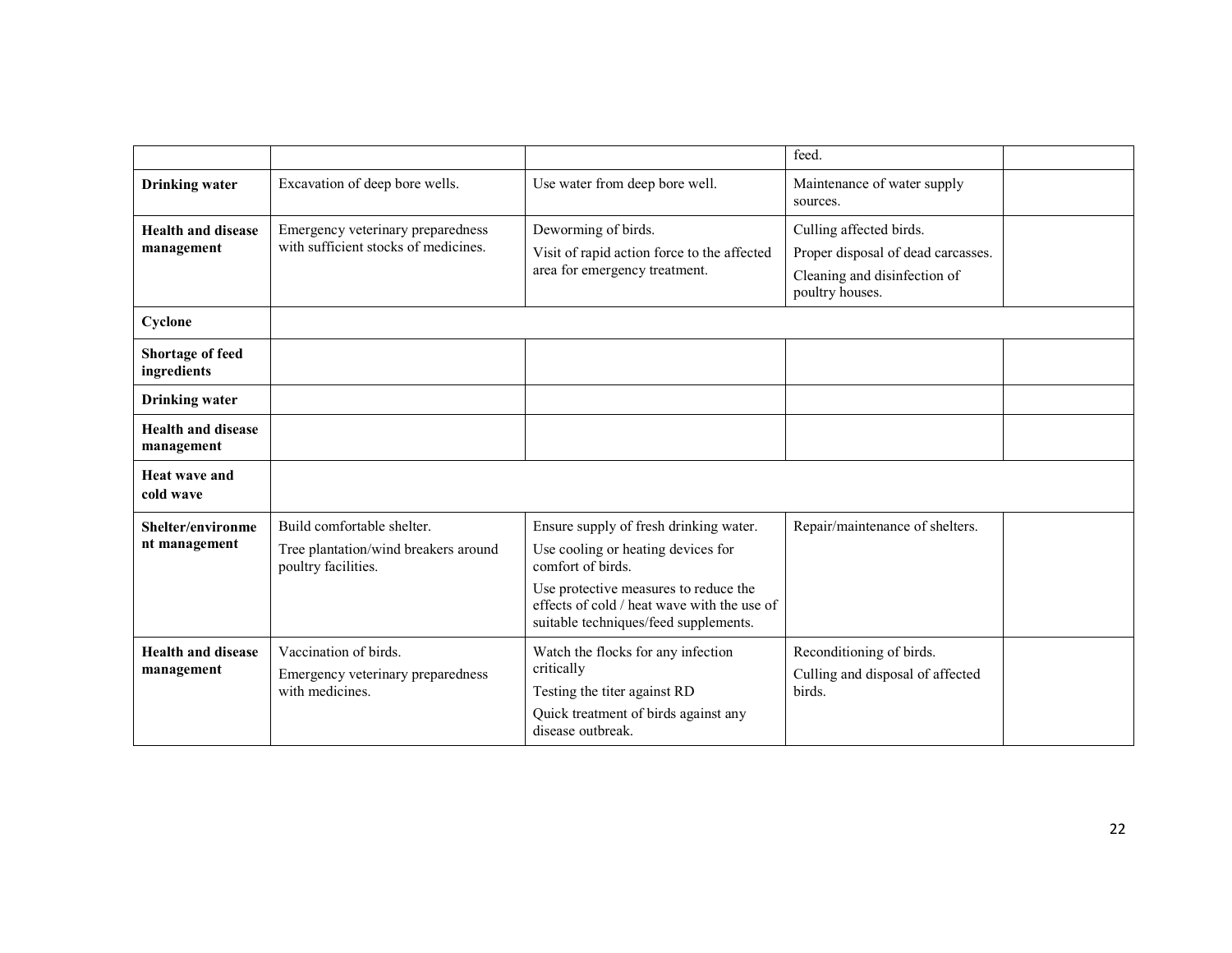| | | | feed. | |
|---|---|---|---|---|
| **Drinking water** | Excavation of deep bore wells. | Use water from deep bore well. | Maintenance of water supply sources. | |
| **Health and disease management** | Emergency veterinary preparedness with sufficient stocks of medicines. | Deworming of birds.<br>Visit of rapid action force to the affected area for emergency treatment. | Culling affected birds.<br>Proper disposal of dead carcasses.<br>Cleaning and disinfection of poultry houses. | |
| **Cyclone** | | | | |
| **Shortage of feed ingredients** | | | | |
| **Drinking water** | | | | |
| **Health and disease management** | | | | |
| **Heat wave and cold wave** | | | | |
| **Shelter/environment management** | Build comfortable shelter.<br>Tree plantation/wind breakers around poultry facilities. | Ensure supply of fresh drinking water.<br>Use cooling or heating devices for comfort of birds.<br>Use protective measures to reduce the effects of cold / heat wave with the use of suitable techniques/feed supplements. | Repair/maintenance of shelters. | |
| **Health and disease management** | Vaccination of birds.<br>Emergency veterinary preparedness with medicines. | Watch the flocks for any infection critically<br>Testing the titer against RD<br>Quick treatment of birds against any disease outbreak. | Reconditioning of birds.<br>Culling and disposal of affected birds. | |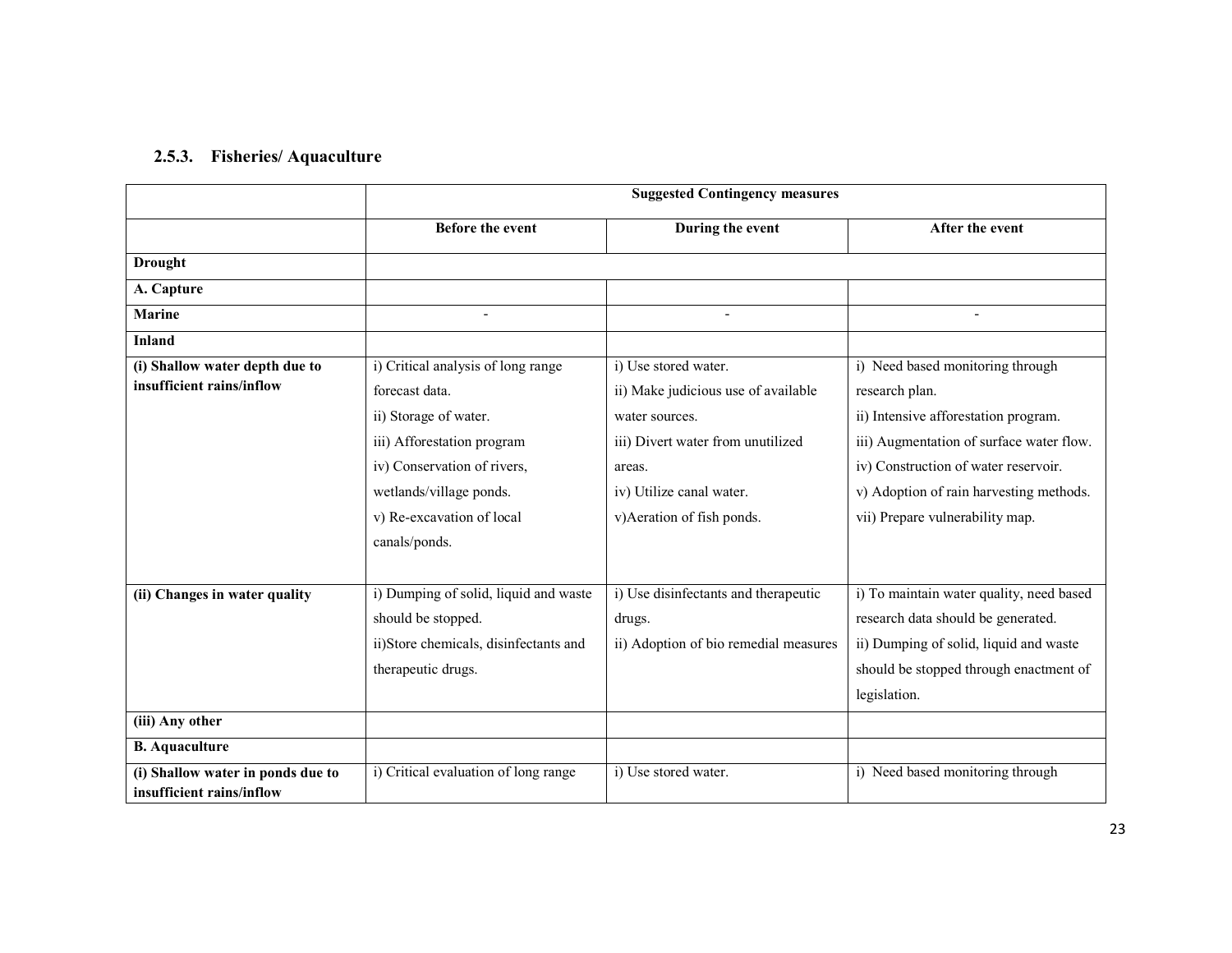### 2.5.3. Fisheries/ Aquaculture

| | Suggested Contingency measures | | |
|---|---|---|---|
| | **Before the event** | **During the event** | **After the event** |
| **Drought** | | | |
| **A. Capture** | | | |
| **Marine** | - | - | - |
| **Inland** | | | |
| **(i) Shallow water depth due to insufficient rains/inflow** | i) Critical analysis of long range forecast data.<br>ii) Storage of water.<br>iii) Afforestation program<br>iv) Conservation of rivers, wetlands/village ponds.<br>v) Re-excavation of local canals/ponds. | i) Use stored water.<br>ii) Make judicious use of available water sources.<br>iii) Divert water from unutilized areas.<br>iv) Utilize canal water.<br>v)Aeration of fish ponds. | i) Need based monitoring through research plan.<br>ii) Intensive afforestation program.<br>iii) Augmentation of surface water flow.<br>iv) Construction of water reservoir.<br>v) Adoption of rain harvesting methods.<br>vii) Prepare vulnerability map. |
| **(ii) Changes in water quality** | i) Dumping of solid, liquid and waste should be stopped.<br>ii)Store chemicals, disinfectants and therapeutic drugs. | i) Use disinfectants and therapeutic drugs.<br>ii) Adoption of bio remedial measures | i) To maintain water quality, need based research data should be generated.<br>ii) Dumping of solid, liquid and waste should be stopped through enactment of legislation. |
| **(iii) Any other** | | | |
| **B. Aquaculture** | | | |
| **(i) Shallow water in ponds due to insufficient rains/inflow** | i) Critical evaluation of long range | i) Use stored water. | i) Need based monitoring through |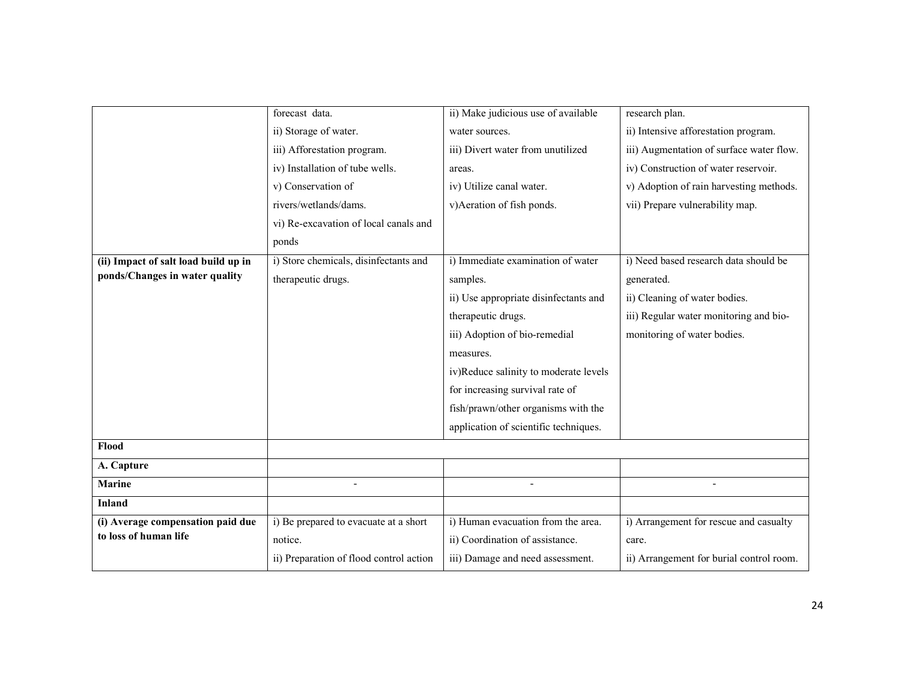| | | | |
|---|---|---|---|
| | forecast data.<br>ii) Storage of water.<br>iii) Afforestation program.<br>iv) Installation of tube wells.<br>v) Conservation of rivers/wetlands/dams.<br>vi) Re-excavation of local canals and ponds | ii) Make judicious use of available water sources.<br>iii) Divert water from unutilized areas.<br>iv) Utilize canal water.<br>v)Aeration of fish ponds. | research plan.<br>ii) Intensive afforestation program.<br>iii) Augmentation of surface water flow.<br>iv) Construction of water reservoir.<br>v) Adoption of rain harvesting methods.<br>vii) Prepare vulnerability map. |
| **(ii) Impact of salt load build up in ponds/Changes in water quality** | i) Store chemicals, disinfectants and therapeutic drugs. | i) Immediate examination of water samples.<br>ii) Use appropriate disinfectants and therapeutic drugs.<br>iii) Adoption of bio-remedial measures.<br>iv)Reduce salinity to moderate levels for increasing survival rate of fish/prawn/other organisms with the application of scientific techniques. | i) Need based research data should be generated.<br>ii) Cleaning of water bodies.<br>iii) Regular water monitoring and bio-monitoring of water bodies. |
| **Flood** | | | |
| **A. Capture** | | | |
| **Marine** | - | - | - |
| **Inland** | | | |
| **(i) Average compensation paid due to loss of human life** | i) Be prepared to evacuate at a short notice.<br>ii) Preparation of flood control action | i) Human evacuation from the area.<br>ii) Coordination of assistance.<br>iii) Damage and need assessment. | i) Arrangement for rescue and casualty care.<br>ii) Arrangement for burial control room. |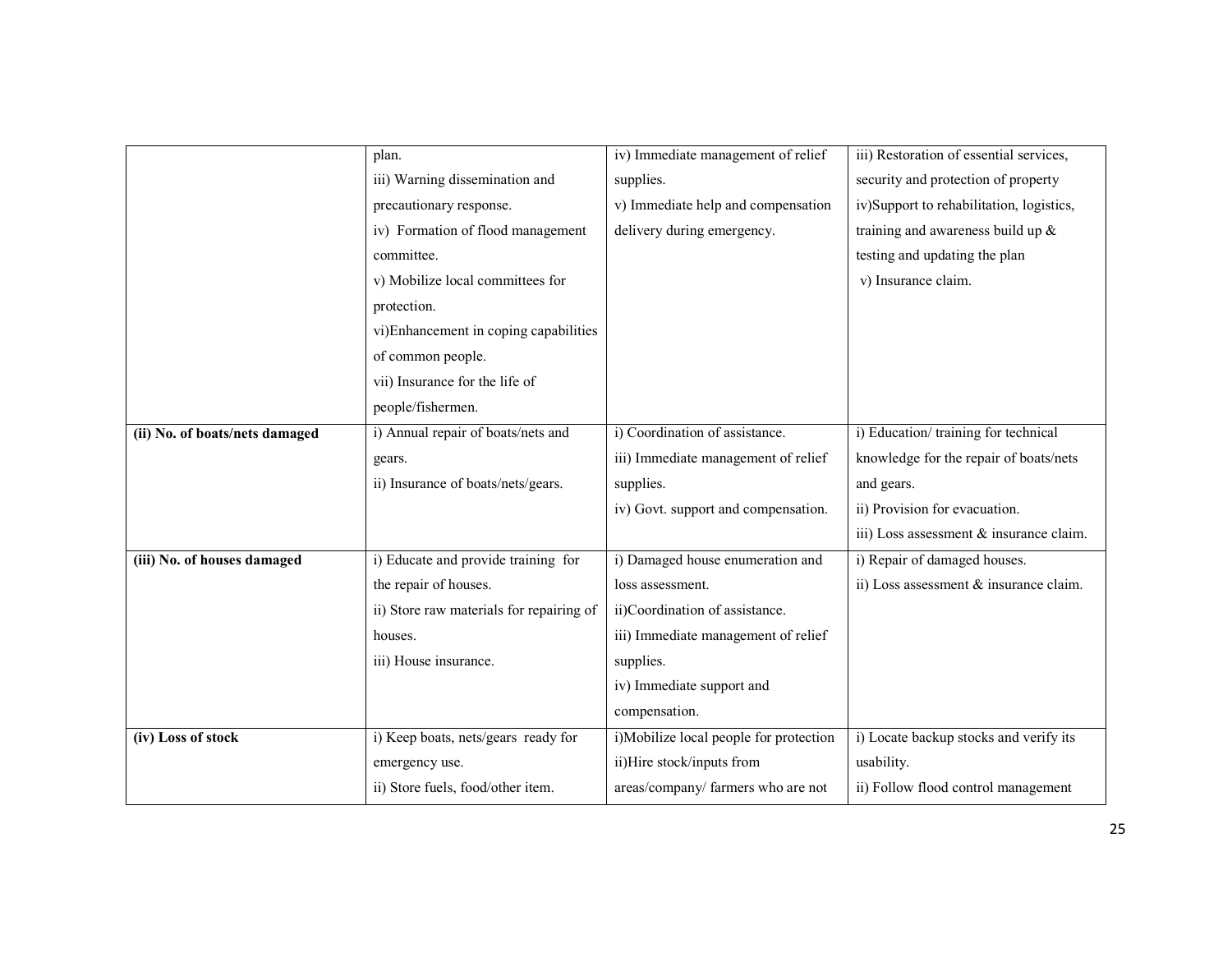| | | | |
|---|---|---|---|
| | plan.<br>iii) Warning dissemination and precautionary response.<br>iv) Formation of flood management committee.<br>v) Mobilize local committees for protection.<br>vi)Enhancement in coping capabilities of common people.<br>vii) Insurance for the life of people/fishermen. | iv) Immediate management of relief supplies.<br>v) Immediate help and compensation delivery during emergency. | iii) Restoration of essential services, security and protection of property<br>iv)Support to rehabilitation, logistics, training and awareness build up & testing and updating the plan<br>v) Insurance claim. |
| **(ii) No. of boats/nets damaged** | i) Annual repair of boats/nets and gears.<br>ii) Insurance of boats/nets/gears. | i) Coordination of assistance.<br>iii) Immediate management of relief supplies.<br>iv) Govt. support and compensation. | i) Education/ training for technical knowledge for the repair of boats/nets and gears.<br>ii) Provision for evacuation.<br>iii) Loss assessment & insurance claim. |
| **(iii) No. of houses damaged** | i) Educate and provide training for the repair of houses.<br>ii) Store raw materials for repairing of houses.<br>iii) House insurance. | i) Damaged house enumeration and loss assessment.<br>ii)Coordination of assistance.<br>iii) Immediate management of relief supplies.<br>iv) Immediate support and compensation. | i) Repair of damaged houses.<br>ii) Loss assessment & insurance claim. |
| **(iv) Loss of stock** | i) Keep boats, nets/gears ready for emergency use.<br>ii) Store fuels, food/other item. | i)Mobilize local people for protection<br>ii)Hire stock/inputs from areas/company/ farmers who are not | i) Locate backup stocks and verify its usability.<br>ii) Follow flood control management |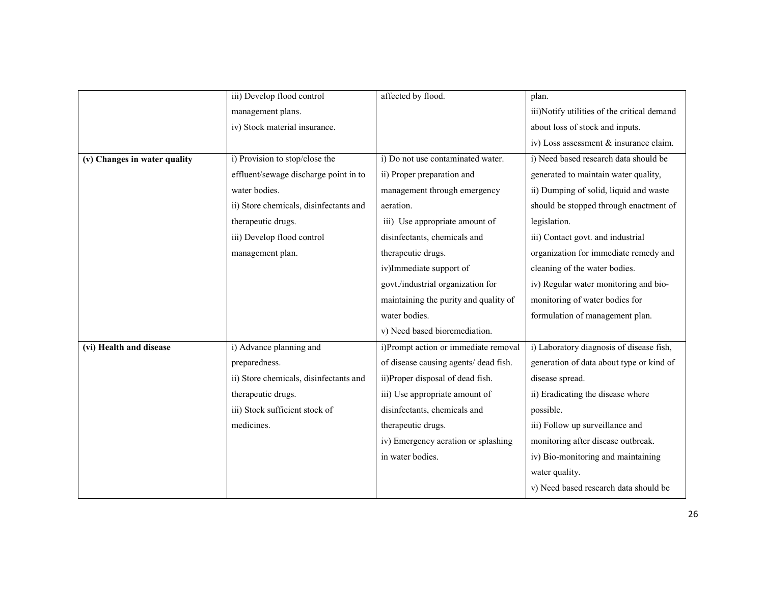| | | | |
|---|---|---|---|
| | iii) Develop flood control management plans.<br>iv) Stock material insurance. | affected by flood. | plan.<br>iii)Notify utilities of the critical demand about loss of stock and inputs.<br>iv) Loss assessment & insurance claim. |
| **(v) Changes in water quality** | i) Provision to stop/close the effluent/sewage discharge point in to water bodies.<br>ii) Store chemicals, disinfectants and therapeutic drugs.<br>iii) Develop flood control management plan. | i) Do not use contaminated water.<br>ii) Proper preparation and management through emergency aeration.<br>iii) Use appropriate amount of disinfectants, chemicals and therapeutic drugs.<br>iv)Immediate support of govt./industrial organization for maintaining the purity and quality of water bodies.<br>v) Need based bioremediation. | i) Need based research data should be generated to maintain water quality,<br>ii) Dumping of solid, liquid and waste should be stopped through enactment of legislation.<br>iii) Contact govt. and industrial organization for immediate remedy and cleaning of the water bodies.<br>iv) Regular water monitoring and bio-monitoring of water bodies for formulation of management plan. |
| **(vi) Health and disease** | i) Advance planning and preparedness.<br>ii) Store chemicals, disinfectants and therapeutic drugs.<br>iii) Stock sufficient stock of medicines. | i)Prompt action or immediate removal of disease causing agents/ dead fish.<br>ii)Proper disposal of dead fish.<br>iii) Use appropriate amount of disinfectants, chemicals and therapeutic drugs.<br>iv) Emergency aeration or splashing in water bodies. | i) Laboratory diagnosis of disease fish, generation of data about type or kind of disease spread.<br>ii) Eradicating the disease where possible.<br>iii) Follow up surveillance and monitoring after disease outbreak.<br>iv) Bio-monitoring and maintaining water quality.<br>v) Need based research data should be |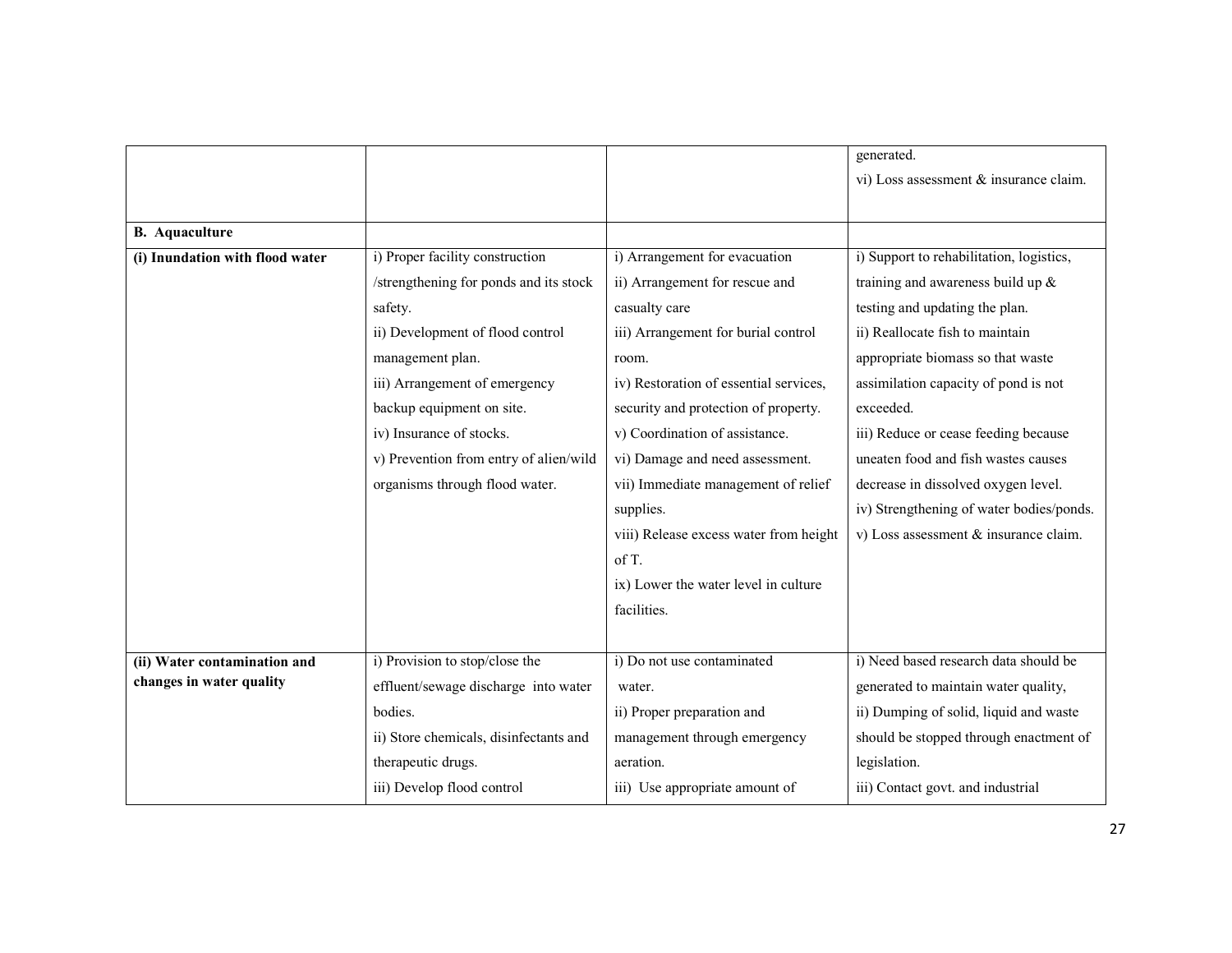| | | | |
|---|---|---|---|
| | | | generated.<br>vi) Loss assessment & insurance claim. |
| **B. Aquaculture** | | | |
| **(i) Inundation with flood water** | i) Proper facility construction /strengthening for ponds and its stock safety.<br>ii) Development of flood control management plan.<br>iii) Arrangement of emergency backup equipment on site.<br>iv) Insurance of stocks.<br>v) Prevention from entry of alien/wild organisms through flood water. | i) Arrangement for evacuation<br>ii) Arrangement for rescue and casualty care<br>iii) Arrangement for burial control room.<br>iv) Restoration of essential services, security and protection of property.<br>v) Coordination of assistance.<br>vi) Damage and need assessment.<br>vii) Immediate management of relief supplies.<br>viii) Release excess water from height of T.<br>ix) Lower the water level in culture facilities. | i) Support to rehabilitation, logistics, training and awareness build up & testing and updating the plan.<br>ii) Reallocate fish to maintain appropriate biomass so that waste assimilation capacity of pond is not exceeded.<br>iii) Reduce or cease feeding because uneaten food and fish wastes causes decrease in dissolved oxygen level.<br>iv) Strengthening of water bodies/ponds.<br>v) Loss assessment & insurance claim. |
| **(ii) Water contamination and changes in water quality** | i) Provision to stop/close the effluent/sewage discharge into water bodies.<br>ii) Store chemicals, disinfectants and therapeutic drugs.<br>iii) Develop flood control | i) Do not use contaminated water.<br>ii) Proper preparation and management through emergency aeration.<br>iii) Use appropriate amount of | i) Need based research data should be generated to maintain water quality,<br>ii) Dumping of solid, liquid and waste should be stopped through enactment of legislation.<br>iii) Contact govt. and industrial |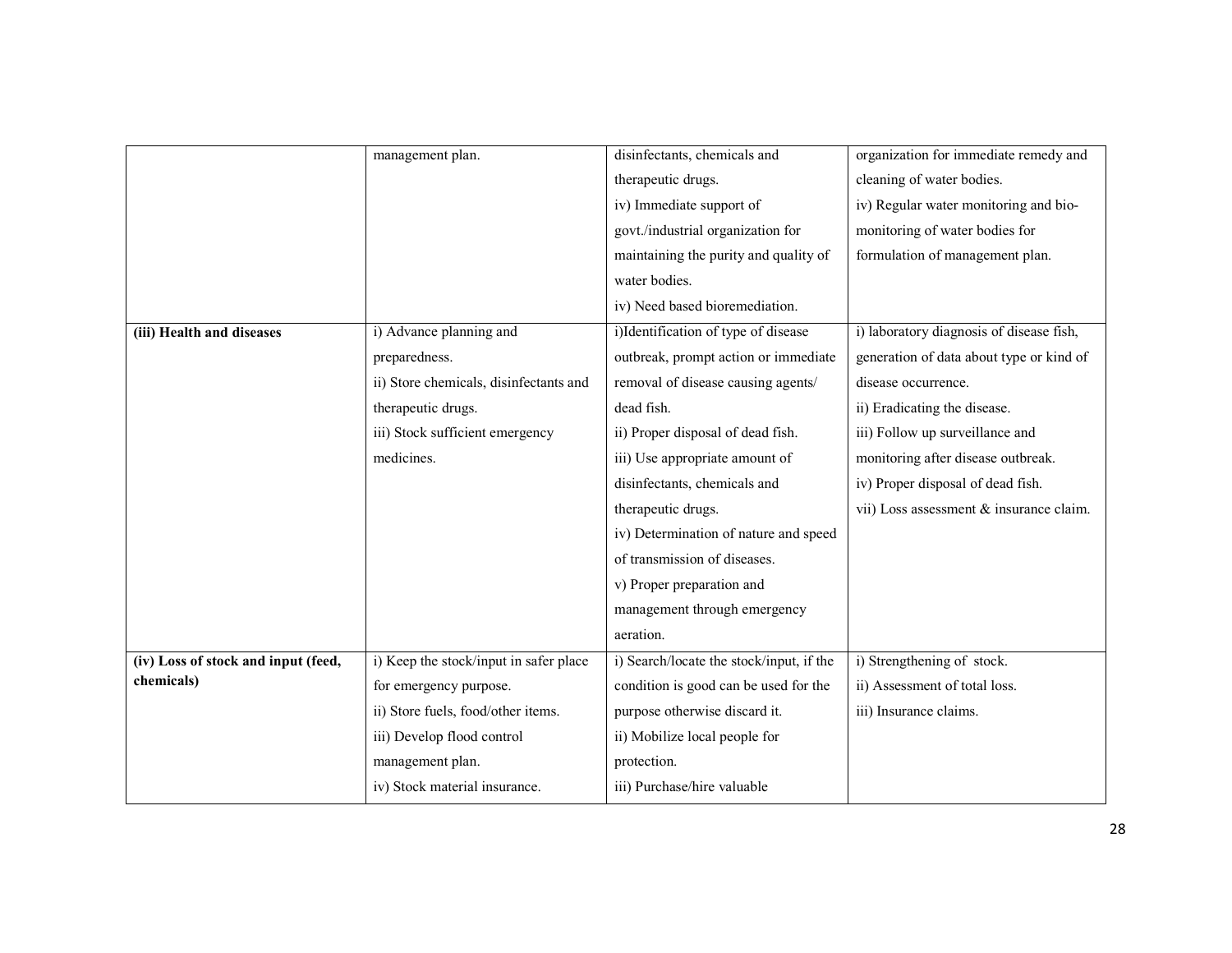|  |  |  |  |
|---|---|---|---|
|  | management plan. | disinfectants, chemicals and therapeutic drugs.<br>iv) Immediate support of govt./industrial organization for maintaining the purity and quality of water bodies.<br>iv) Need based bioremediation. | organization for immediate remedy and cleaning of water bodies.<br>iv) Regular water monitoring and bio-monitoring of water bodies for formulation of management plan. |
| **(iii) Health and diseases** | i) Advance planning and preparedness.<br>ii) Store chemicals, disinfectants and therapeutic drugs.<br>iii) Stock sufficient emergency medicines. | i)Identification of type of disease outbreak, prompt action or immediate removal of disease causing agents/ dead fish.<br>ii) Proper disposal of dead fish.<br>iii) Use appropriate amount of disinfectants, chemicals and therapeutic drugs.<br>iv) Determination of nature and speed of transmission of diseases.<br>v) Proper preparation and management through emergency aeration. | i) laboratory diagnosis of disease fish, generation of data about type or kind of disease occurrence.<br>ii) Eradicating the disease.<br>iii) Follow up surveillance and monitoring after disease outbreak.<br>iv) Proper disposal of dead fish.<br>vii) Loss assessment & insurance claim. |
| **(iv) Loss of stock and input (feed, chemicals)** | i) Keep the stock/input in safer place for emergency purpose.<br>ii) Store fuels, food/other items.<br>iii) Develop flood control management plan.<br>iv) Stock material insurance. | i) Search/locate the stock/input, if the condition is good can be used for the purpose otherwise discard it.<br>ii) Mobilize local people for protection.<br>iii) Purchase/hire valuable | i) Strengthening of stock.<br>ii) Assessment of total loss.<br>iii) Insurance claims. |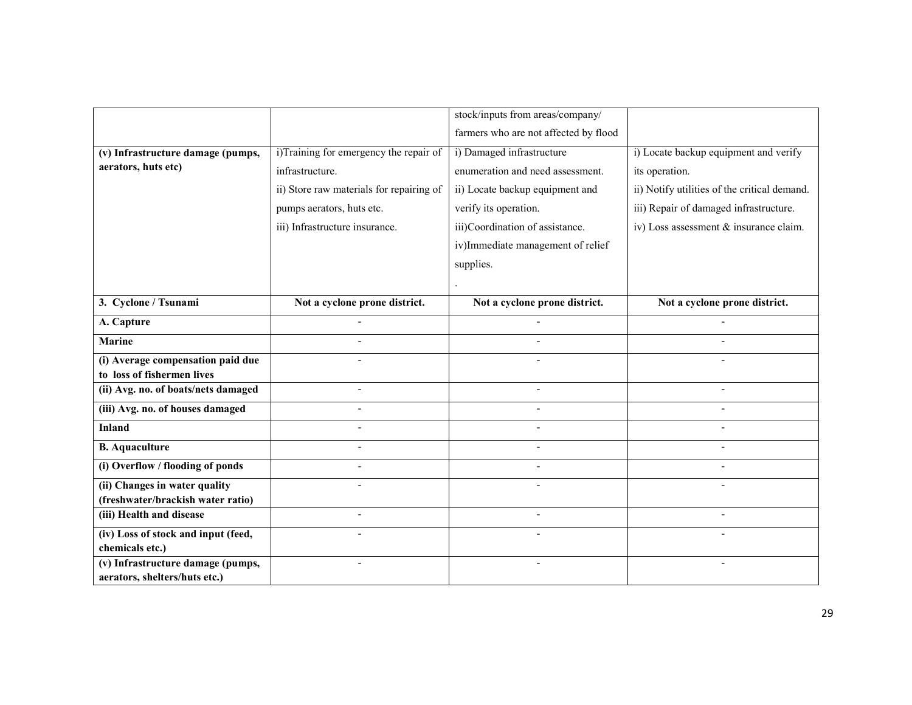| | | | |
|---|---|---|---|
| | | stock/inputs from areas/company/ farmers who are not affected by flood | |
| **(v) Infrastructure damage (pumps, aerators, huts etc)** | i)Training for emergency the repair of infrastructure.<br>ii) Store raw materials for repairing of pumps aerators, huts etc.<br>iii) Infrastructure insurance. | i) Damaged infrastructure enumeration and need assessment.<br>ii) Locate backup equipment and verify its operation.<br>iii)Coordination of assistance.<br>iv)Immediate management of relief supplies.<br>. | i) Locate backup equipment and verify its operation.<br>ii) Notify utilities of the critical demand.<br>iii) Repair of damaged infrastructure.<br>iv) Loss assessment & insurance claim. |
| **3. Cyclone / Tsunami** | **Not a cyclone prone district.** | **Not a cyclone prone district.** | **Not a cyclone prone district.** |
| **A. Capture** | - | - | - |
| **Marine** | - | - | - |
| **(i) Average compensation paid due to loss of fishermen lives** | - | - | - |
| **(ii) Avg. no. of boats/nets damaged** | - | - | - |
| **(iii) Avg. no. of houses damaged** | - | - | - |
| **Inland** | - | - | - |
| **B. Aquaculture** | - | - | - |
| **(i) Overflow / flooding of ponds** | - | - | - |
| **(ii) Changes in water quality (freshwater/brackish water ratio)** | - | - | - |
| **(iii) Health and disease** | - | - | - |
| **(iv) Loss of stock and input (feed, chemicals etc.)** | - | - | - |
| **(v) Infrastructure damage (pumps, aerators, shelters/huts etc.)** | - | - | - |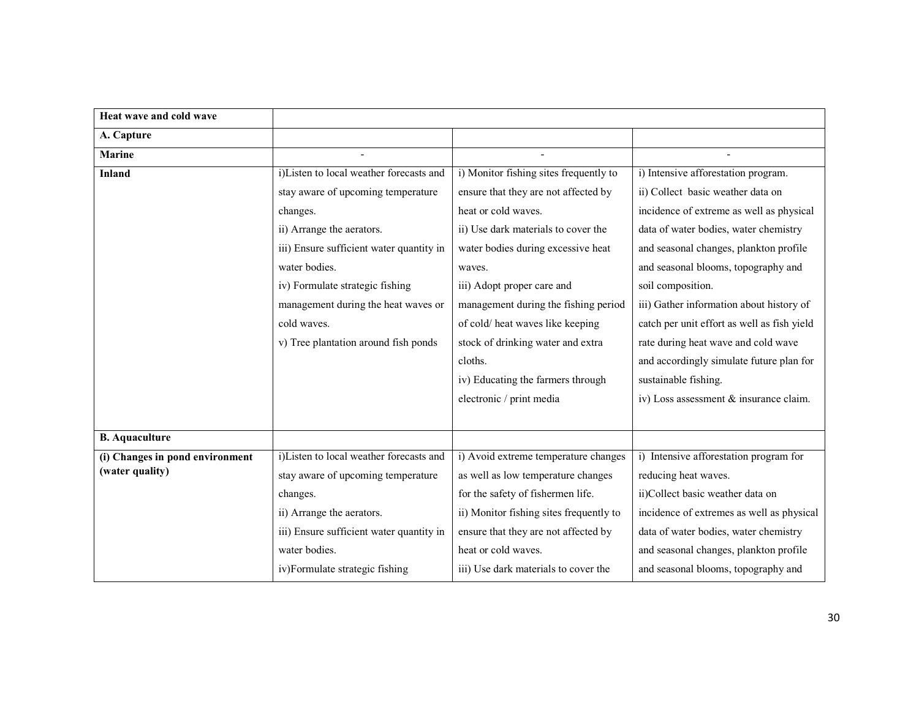| **Heat wave and cold wave** | | | |
|---|---|---|---|
| **A. Capture** | | | |
| **Marine** | - | - | - |
| **Inland** | i)Listen to local weather forecasts and stay aware of upcoming temperature changes.<br>ii) Arrange the aerators.<br>iii) Ensure sufficient water quantity in water bodies.<br>iv) Formulate strategic fishing management during the heat waves or cold waves.<br>v) Tree plantation around fish ponds | i) Monitor fishing sites frequently to ensure that they are not affected by heat or cold waves.<br>ii) Use dark materials to cover the water bodies during excessive heat waves.<br>iii) Adopt proper care and management during the fishing period of cold/ heat waves like keeping stock of drinking water and extra cloths.<br>iv) Educating the farmers through electronic / print media | i) Intensive afforestation program.<br>ii) Collect basic weather data on incidence of extreme as well as physical data of water bodies, water chemistry and seasonal changes, plankton profile and seasonal blooms, topography and soil composition.<br>iii) Gather information about history of catch per unit effort as well as fish yield rate during heat wave and cold wave and accordingly simulate future plan for sustainable fishing.<br>iv) Loss assessment & insurance claim. |
| **B. Aquaculture** | | | |
| **(i) Changes in pond environment (water quality)** | i)Listen to local weather forecasts and stay aware of upcoming temperature changes.<br>ii) Arrange the aerators.<br>iii) Ensure sufficient water quantity in water bodies.<br>iv)Formulate strategic fishing | i) Avoid extreme temperature changes as well as low temperature changes for the safety of fishermen life.<br>ii) Monitor fishing sites frequently to ensure that they are not affected by heat or cold waves.<br>iii) Use dark materials to cover the | i) Intensive afforestation program for reducing heat waves.<br>ii)Collect basic weather data on incidence of extremes as well as physical data of water bodies, water chemistry and seasonal changes, plankton profile and seasonal blooms, topography and |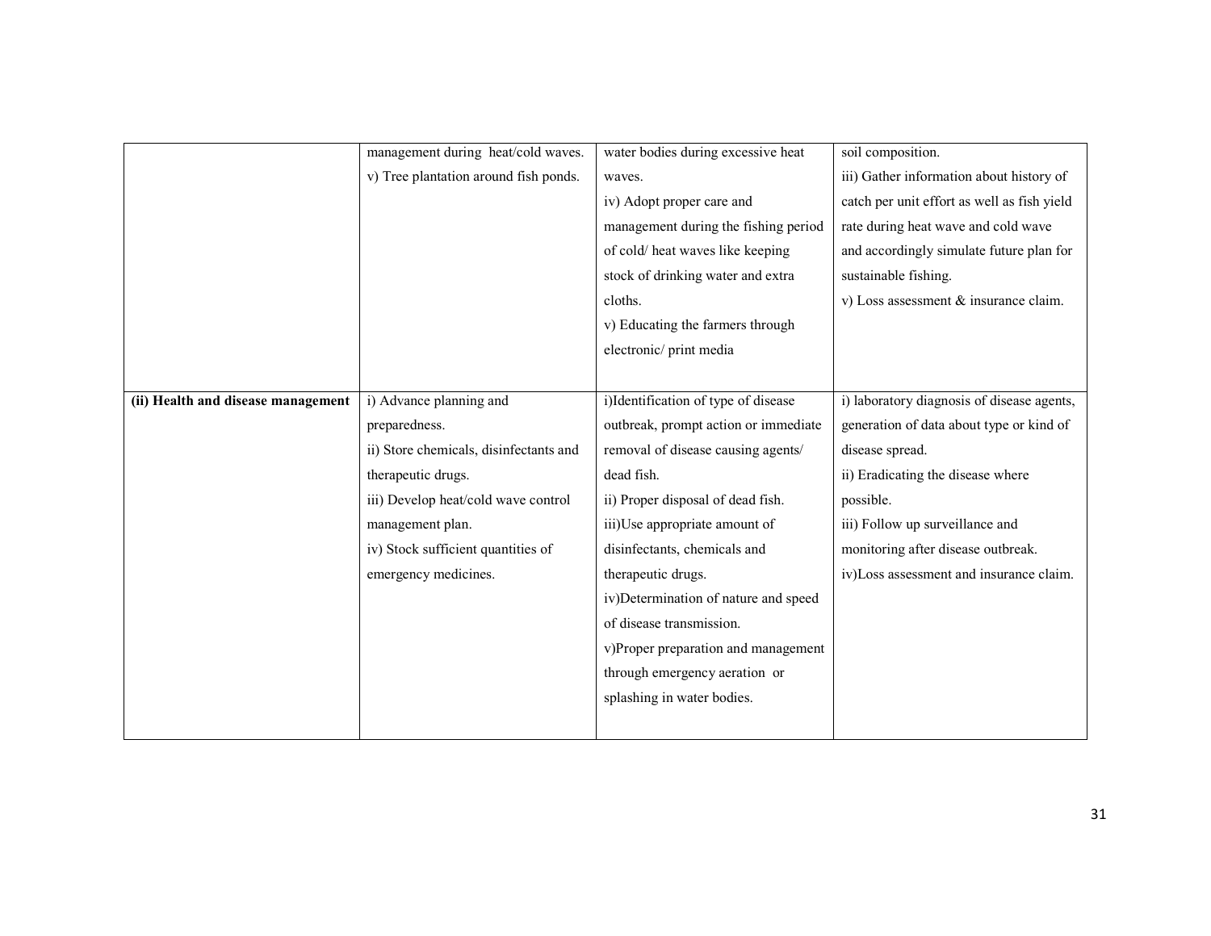| | | | |
|---|---|---|---|
| | management during heat/cold waves.<br>v) Tree plantation around fish ponds. | water bodies during excessive heat waves.<br>iv) Adopt proper care and management during the fishing period of cold/ heat waves like keeping stock of drinking water and extra cloths.<br>v) Educating the farmers through electronic/ print media | soil composition.<br>iii) Gather information about history of catch per unit effort as well as fish yield rate during heat wave and cold wave and accordingly simulate future plan for sustainable fishing.<br>v) Loss assessment & insurance claim. |
| **(ii) Health and disease management** | i) Advance planning and preparedness.<br>ii) Store chemicals, disinfectants and therapeutic drugs.<br>iii) Develop heat/cold wave control management plan.<br>iv) Stock sufficient quantities of emergency medicines. | i)Identification of type of disease outbreak, prompt action or immediate removal of disease causing agents/ dead fish.<br>ii) Proper disposal of dead fish.<br>iii)Use appropriate amount of disinfectants, chemicals and therapeutic drugs.<br>iv)Determination of nature and speed of disease transmission.<br>v)Proper preparation and management through emergency aeration or splashing in water bodies. | i) laboratory diagnosis of disease agents, generation of data about type or kind of disease spread.<br>ii) Eradicating the disease where possible.<br>iii) Follow up surveillance and monitoring after disease outbreak.<br>iv)Loss assessment and insurance claim. |